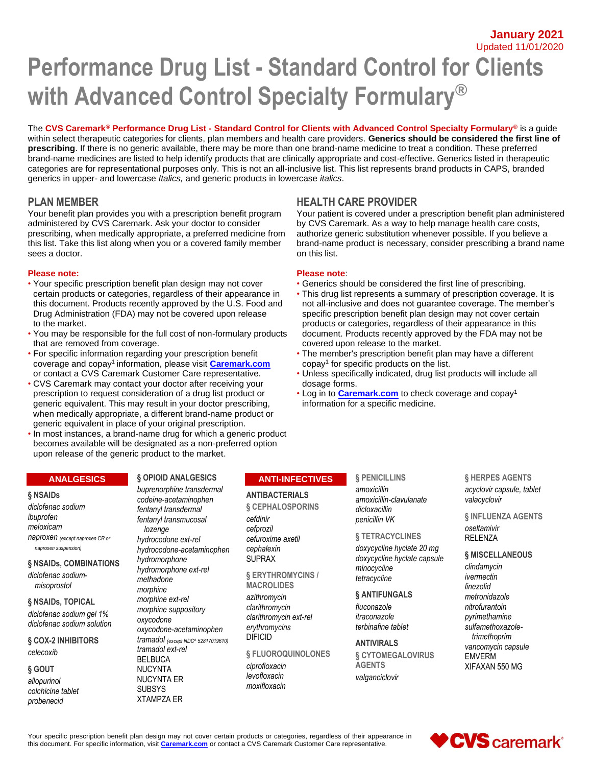**January 2021**
Updated 11/01/2020

# Performance Drug List - Standard Control for Clients with Advanced Control Specialty Formulary®

The **CVS Caremark® Performance Drug List - Standard Control for Clients with Advanced Control Specialty Formulary®** is a guide within select therapeutic categories for clients, plan members and health care providers. **Generics should be considered the first line of prescribing**. If there is no generic available, there may be more than one brand-name medicine to treat a condition. These preferred brand-name medicines are listed to help identify products that are clinically appropriate and cost-effective. Generics listed in therapeutic categories are for representational purposes only. This is not an all-inclusive list. This list represents brand products in CAPS, branded generics in upper- and lowercase *Italics,* and generic products in lowercase *italics*.

## PLAN MEMBER

Your benefit plan provides you with a prescription benefit program administered by CVS Caremark. Ask your doctor to consider prescribing, when medically appropriate, a preferred medicine from this list. Take this list along when you or a covered family member sees a doctor.

**Please note:**

- Your specific prescription benefit plan design may not cover certain products or categories, regardless of their appearance in this document. Products recently approved by the U.S. Food and Drug Administration (FDA) may not be covered upon release to the market.
- You may be responsible for the full cost of non-formulary products that are removed from coverage.
- For specific information regarding your prescription benefit coverage and copay[1] information, please visit **Caremark.com** or contact a CVS Caremark Customer Care representative.
- CVS Caremark may contact your doctor after receiving your prescription to request consideration of a drug list product or generic equivalent. This may result in your doctor prescribing, when medically appropriate, a different brand-name product or generic equivalent in place of your original prescription.
- In most instances, a brand-name drug for which a generic product becomes available will be designated as a non-preferred option upon release of the generic product to the market.

## HEALTH CARE PROVIDER

Your patient is covered under a prescription benefit plan administered by CVS Caremark. As a way to help manage health care costs, authorize generic substitution whenever possible. If you believe a brand-name product is necessary, consider prescribing a brand name on this list.

**Please note**:

- Generics should be considered the first line of prescribing.
- This drug list represents a summary of prescription coverage. It is not all-inclusive and does not guarantee coverage. The member's specific prescription benefit plan design may not cover certain products or categories, regardless of their appearance in this document. Products recently approved by the FDA may not be covered upon release to the market.
- The member's prescription benefit plan may have a different copay[1] for specific products on the list.
- Unless specifically indicated, drug list products will include all dosage forms.
- Log in to **Caremark.com** to check coverage and copay[1] information for a specific medicine.

## ANALGESICS

### § NSAIDs
*diclofenac sodium*
*ibuprofen*
*meloxicam*
*naproxen* (except naproxen CR or naproxen suspension)

### § NSAIDs, COMBINATIONS
*diclofenac sodium-misoprostol*

### § NSAIDs, TOPICAL
*diclofenac sodium gel 1%*
*diclofenac sodium solution*

### § COX-2 INHIBITORS
*celecoxib*

### § GOUT
*allopurinol*
*colchicine tablet*
*probenecid*

### § OPIOID ANALGESICS
*buprenorphine transdermal*
*codeine-acetaminophen*
*fentanyl transdermal*
*fentanyl transmucosal lozenge*
*hydrocodone ext-rel*
*hydrocodone-acetaminophen*
*hydromorphone*
*hydromorphone ext-rel*
*methadone*
*morphine*
*morphine ext-rel*
*morphine suppository*
*oxycodone*
*oxycodone-acetaminophen*
*tramadol* (except NDC^ 52817019610)
*tramadol ext-rel*
BELBUCA
NUCYNTA
NUCYNTA ER
SUBSYS
XTAMPZA ER

## ANTI-INFECTIVES

### ANTIBACTERIALS

### § CEPHALOSPORINS
*cefdinir*
*cefprozil*
*cefuroxime axetil*
*cephalexin*
SUPRAX

### § ERYTHROMYCINS / MACROLIDES
*azithromycin*
*clarithromycin*
*clarithromycin ext-rel*
*erythromycins*
DIFICID

### § FLUOROQUINOLONES
*ciprofloxacin*
*levofloxacin*
*moxifloxacin*

### § PENICILLINS
*amoxicillin*
*amoxicillin-clavulanate*
*dicloxacillin*
*penicillin VK*

### § TETRACYCLINES
*doxycycline hyclate 20 mg*
*doxycycline hyclate capsule*
*minocycline*
*tetracycline*

### § ANTIFUNGALS
*fluconazole*
*itraconazole*
*terbinafine tablet*

### ANTIVIRALS

### § CYTOMEGALOVIRUS AGENTS
*valganciclovir*

### § HERPES AGENTS
*acyclovir capsule, tablet*
*valacyclovir*

### § INFLUENZA AGENTS
*oseltamivir*
RELENZA

### § MISCELLANEOUS
*clindamycin*
*ivermectin*
*linezolid*
*metronidazole*
*nitrofurantoin*
*pyrimethamine*
*sulfamethoxazole-trimethoprim*
*vancomycin capsule*
EMVERM
XIFAXAN 550 MG

Your specific prescription benefit plan design may not cover certain products or categories, regardless of their appearance in this document. For specific information, visit **Caremark.com** or contact a CVS Caremark Customer Care representative.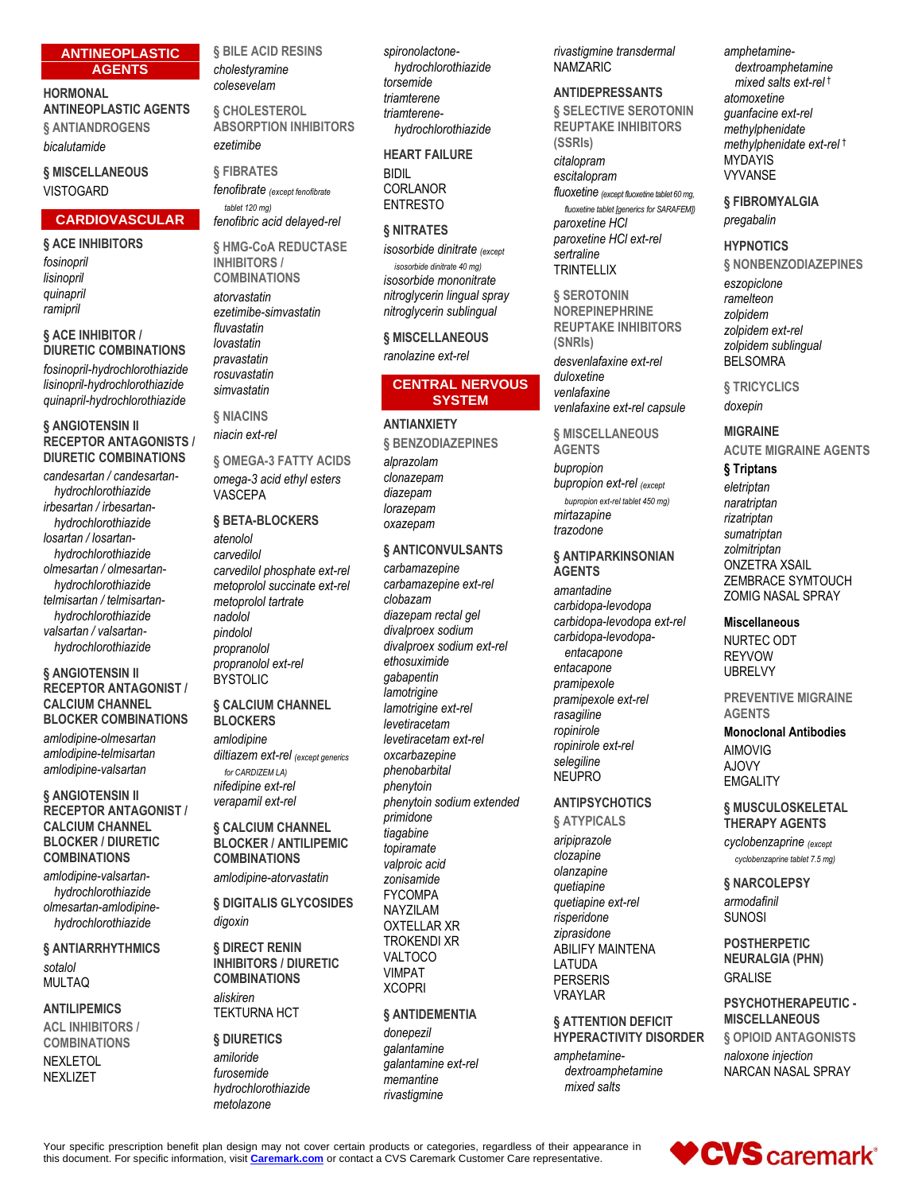## ANTINEOPLASTIC AGENTS

### HORMONAL ANTINEOPLASTIC AGENTS

#### § ANTIANDROGENS
*bicalutamide*

#### § MISCELLANEOUS
VISTOGARD

## CARDIOVASCULAR

#### § ACE INHIBITORS
*fosinopril*
*lisinopril*
*quinapril*
*ramipril*

#### § ACE INHIBITOR / DIURETIC COMBINATIONS
*fosinopril-hydrochlorothiazide*
*lisinopril-hydrochlorothiazide*
*quinapril-hydrochlorothiazide*

#### § ANGIOTENSIN II RECEPTOR ANTAGONISTS / DIURETIC COMBINATIONS
*candesartan / candesartan-hydrochlorothiazide*
*irbesartan / irbesartan-hydrochlorothiazide*
*losartan / losartan-hydrochlorothiazide*
*olmesartan / olmesartan-hydrochlorothiazide*
*telmisartan / telmisartan-hydrochlorothiazide*
*valsartan / valsartan-hydrochlorothiazide*

#### § ANGIOTENSIN II RECEPTOR ANTAGONIST / CALCIUM CHANNEL BLOCKER COMBINATIONS
*amlodipine-olmesartan*
*amlodipine-telmisartan*
*amlodipine-valsartan*

#### § ANGIOTENSIN II RECEPTOR ANTAGONIST / CALCIUM CHANNEL BLOCKER / DIURETIC COMBINATIONS
*amlodipine-valsartan-hydrochlorothiazide*
*olmesartan-amlodipine-hydrochlorothiazide*

#### § ANTIARRHYTHMICS
*sotalol*
MULTAQ

### ANTILIPEMICS

#### ACL INHIBITORS / COMBINATIONS
NEXLETOL
NEXLIZET

#### § BILE ACID RESINS
*cholestyramine*
*colesevelam*

#### § CHOLESTEROL ABSORPTION INHIBITORS
*ezetimibe*

#### § FIBRATES
*fenofibrate (except fenofibrate tablet 120 mg)*
*fenofibric acid delayed-rel*

#### § HMG-CoA REDUCTASE INHIBITORS / COMBINATIONS
*atorvastatin*
*ezetimibe-simvastatin*
*fluvastatin*
*lovastatin*
*pravastatin*
*rosuvastatin*
*simvastatin*

#### § NIACINS
*niacin ext-rel*

#### § OMEGA-3 FATTY ACIDS
*omega-3 acid ethyl esters*
VASCEPA

#### § BETA-BLOCKERS
*atenolol*
*carvedilol*
*carvedilol phosphate ext-rel*
*metoprolol succinate ext-rel*
*metoprolol tartrate*
*nadolol*
*pindolol*
*propranolol*
*propranolol ext-rel*
BYSTOLIC

#### § CALCIUM CHANNEL BLOCKERS
*amlodipine*
*diltiazem ext-rel (except generics for CARDIZEM LA)*
*nifedipine ext-rel*
*verapamil ext-rel*

#### § CALCIUM CHANNEL BLOCKER / ANTILIPEMIC COMBINATIONS
*amlodipine-atorvastatin*

#### § DIGITALIS GLYCOSIDES
*digoxin*

#### § DIRECT RENIN INHIBITORS / DIURETIC COMBINATIONS
*aliskiren*
TEKTURNA HCT

#### § DIURETICS
*amiloride*
*furosemide*
*hydrochlorothiazide*
*metolazone*
*spironolactone-hydrochlorothiazide*
*torsemide*
*triamterene*
*triamterene-hydrochlorothiazide*

### HEART FAILURE
BIDIL
CORLANOR
ENTRESTO

#### § NITRATES
*isosorbide dinitrate (except isosorbide dinitrate 40 mg)*
*isosorbide mononitrate*
*nitroglycerin lingual spray*
*nitroglycerin sublingual*

#### § MISCELLANEOUS
*ranolazine ext-rel*

## CENTRAL NERVOUS SYSTEM

### ANTIANXIETY

#### § BENZODIAZEPINES
*alprazolam*
*clonazepam*
*diazepam*
*lorazepam*
*oxazepam*

#### § ANTICONVULSANTS
*carbamazepine*
*carbamazepine ext-rel*
*clobazam*
*diazepam rectal gel*
*divalproex sodium*
*divalproex sodium ext-rel*
*ethosuximide*
*gabapentin*
*lamotrigine*
*lamotrigine ext-rel*
*levetiracetam*
*levetiracetam ext-rel*
*oxcarbazepine*
*phenobarbital*
*phenytoin*
*phenytoin sodium extended*
*primidone*
*tiagabine*
*topiramate*
*valproic acid*
*zonisamide*
FYCOMPA
NAYZILAM
OXTELLAR XR
TROKENDI XR
VALTOCO
VIMPAT
XCOPRI

#### § ANTIDEMENTIA
*donepezil*
*galantamine*
*galantamine ext-rel*
*memantine*
*rivastigmine*
*rivastigmine transdermal*
NAMZARIC

### ANTIDEPRESSANTS

#### § SELECTIVE SEROTONIN REUPTAKE INHIBITORS (SSRIs)
*citalopram*
*escitalopram*
*fluoxetine (except fluoxetine tablet 60 mg, fluoxetine tablet [generics for SARAFEM])*
*paroxetine HCl*
*paroxetine HCl ext-rel*
*sertraline*
TRINTELLIX

#### § SEROTONIN NOREPINEPHRINE REUPTAKE INHIBITORS (SNRIs)
*desvenlafaxine ext-rel*
*duloxetine*
*venlafaxine*
*venlafaxine ext-rel capsule*

#### § MISCELLANEOUS AGENTS
*bupropion*
*bupropion ext-rel (except bupropion ext-rel tablet 450 mg)*
*mirtazapine*
*trazodone*

#### § ANTIPARKINSONIAN AGENTS
*amantadine*
*carbidopa-levodopa*
*carbidopa-levodopa ext-rel*
*carbidopa-levodopa-entacapone*
*entacapone*
*pramipexole*
*pramipexole ext-rel*
*rasagiline*
*ropinirole*
*ropinirole ext-rel*
*selegiline*
NEUPRO

### ANTIPSYCHOTICS

#### § ATYPICALS
*aripiprazole*
*clozapine*
*olanzapine*
*quetiapine*
*quetiapine ext-rel*
*risperidone*
*ziprasidone*
ABILIFY MAINTENA
LATUDA
PERSERIS
VRAYLAR

#### § ATTENTION DEFICIT HYPERACTIVITY DISORDER
*amphetamine-dextroamphetamine mixed salts*
*amphetamine-dextroamphetamine mixed salts ext-rel* †
*atomoxetine*
*guanfacine ext-rel*
*methylphenidate*
*methylphenidate ext-rel* †
MYDAYIS
VYVANSE

#### § FIBROMYALGIA
*pregabalin*

### HYPNOTICS

#### § NONBENZODIAZEPINES
*eszopiclone*
*ramelteon*
*zolpidem*
*zolpidem ext-rel*
*zolpidem sublingual*
BELSOMRA

#### § TRICYCLICS
*doxepin*

### MIGRAINE

#### ACUTE MIGRAINE AGENTS

**§ Triptans**
*eletriptan*
*naratriptan*
*rizatriptan*
*sumatriptan*
*zolmitriptan*
ONZETRA XSAIL
ZEMBRACE SYMTOUCH
ZOMIG NASAL SPRAY

**Miscellaneous**
NURTEC ODT
REYVOW
UBRELVY

#### PREVENTIVE MIGRAINE AGENTS

**Monoclonal Antibodies**
AIMOVIG
AJOVY
EMGALITY

#### § MUSCULOSKELETAL THERAPY AGENTS
*cyclobenzaprine (except cyclobenzaprine tablet 7.5 mg)*

#### § NARCOLEPSY
*armodafinil*
SUNOSI

### POSTHERPETIC NEURALGIA (PHN)
GRALISE

### PSYCHOTHERAPEUTIC - MISCELLANEOUS

#### § OPIOID ANTAGONISTS
*naloxone injection*
NARCAN NASAL SPRAY

Your specific prescription benefit plan design may not cover certain products or categories, regardless of their appearance in this document. For specific information, visit **Caremark.com** or contact a CVS Caremark Customer Care representative.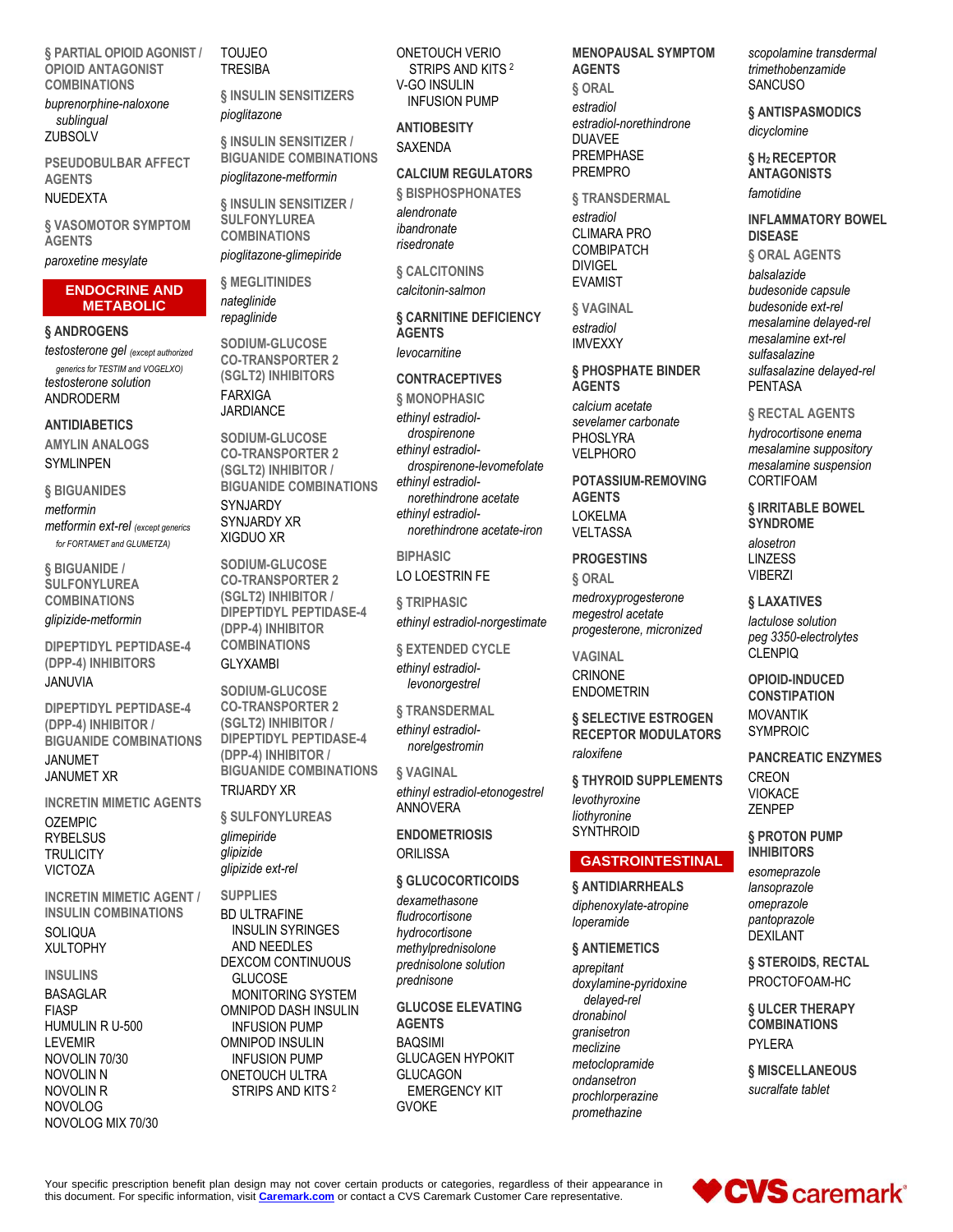### § PARTIAL OPIOID AGONIST / OPIOID ANTAGONIST COMBINATIONS

*buprenorphine-naloxone sublingual*
ZUBSOLV

### PSEUDOBULBAR AFFECT AGENTS

NUEDEXTA

### § VASOMOTOR SYMPTOM AGENTS

*paroxetine mesylate*

## ENDOCRINE AND METABOLIC

### § ANDROGENS

*testosterone gel* *(except authorized generics for TESTIM and VOGELXO)*
*testosterone solution*
ANDRODERM

### ANTIDIABETICS

#### AMYLIN ANALOGS

SYMLINPEN

#### § BIGUANIDES

*metformin*
*metformin ext-rel* *(except generics for FORTAMET and GLUMETZA)*

#### § BIGUANIDE / SULFONYLUREA COMBINATIONS

*glipizide-metformin*

#### DIPEPTIDYL PEPTIDASE-4 (DPP-4) INHIBITORS

JANUVIA

#### DIPEPTIDYL PEPTIDASE-4 (DPP-4) INHIBITOR / BIGUANIDE COMBINATIONS

JANUMET
JANUMET XR

#### INCRETIN MIMETIC AGENTS

OZEMPIC
RYBELSUS
TRULICITY
VICTOZA

#### INCRETIN MIMETIC AGENT / INSULIN COMBINATIONS

SOLIQUA
XULTOPHY

#### INSULINS

BASAGLAR
FIASP
HUMULIN R U-500
LEVEMIR
NOVOLIN 70/30
NOVOLIN N
NOVOLIN R
NOVOLOG
NOVOLOG MIX 70/30
TOUJEO
TRESIBA

#### § INSULIN SENSITIZERS

*pioglitazone*

#### § INSULIN SENSITIZER / BIGUANIDE COMBINATIONS

*pioglitazone-metformin*

#### § INSULIN SENSITIZER / SULFONYLUREA COMBINATIONS

*pioglitazone-glimepiride*

#### § MEGLITINIDES

*nateglinide*
*repaglinide*

#### SODIUM-GLUCOSE CO-TRANSPORTER 2 (SGLT2) INHIBITORS

FARXIGA
JARDIANCE

#### SODIUM-GLUCOSE CO-TRANSPORTER 2 (SGLT2) INHIBITOR / BIGUANIDE COMBINATIONS

SYNJARDY
SYNJARDY XR
XIGDUO XR

#### SODIUM-GLUCOSE CO-TRANSPORTER 2 (SGLT2) INHIBITOR / DIPEPTIDYL PEPTIDASE-4 (DPP-4) INHIBITOR COMBINATIONS

GLYXAMBI

#### SODIUM-GLUCOSE CO-TRANSPORTER 2 (SGLT2) INHIBITOR / DIPEPTIDYL PEPTIDASE-4 (DPP-4) INHIBITOR / BIGUANIDE COMBINATIONS

TRIJARDY XR

#### § SULFONYLUREAS

*glimepiride*
*glipizide*
*glipizide ext-rel*

#### SUPPLIES

BD ULTRAFINE INSULIN SYRINGES AND NEEDLES
DEXCOM CONTINUOUS GLUCOSE MONITORING SYSTEM
OMNIPOD DASH INSULIN INFUSION PUMP
OMNIPOD INSULIN INFUSION PUMP
ONETOUCH ULTRA STRIPS AND KITS [2]
ONETOUCH VERIO STRIPS AND KITS [2]
V-GO INSULIN INFUSION PUMP

### ANTIOBESITY

SAXENDA

### CALCIUM REGULATORS

#### § BISPHOSPHONATES

*alendronate*
*ibandronate*
*risedronate*

#### § CALCITONINS

*calcitonin-salmon*

### § CARNITINE DEFICIENCY AGENTS

*levocarnitine*

### CONTRACEPTIVES

#### § MONOPHASIC

*ethinyl estradiol-drospirenone*
*ethinyl estradiol-drospirenone-levomefolate*
*ethinyl estradiol-norethindrone acetate*
*ethinyl estradiol-norethindrone acetate-iron*

#### BIPHASIC

LO LOESTRIN FE

#### § TRIPHASIC

*ethinyl estradiol-norgestimate*

#### § EXTENDED CYCLE

*ethinyl estradiol-levonorgestrel*

#### § TRANSDERMAL

*ethinyl estradiol-norelgestromin*

#### § VAGINAL

*ethinyl estradiol-etonogestrel*
ANNOVERA

### ENDOMETRIOSIS

ORILISSA

### § GLUCOCORTICOIDS

*dexamethasone*
*fludrocortisone*
*hydrocortisone*
*methylprednisolone*
*prednisolone solution*
*prednisone*

### GLUCOSE ELEVATING AGENTS

BAQSIMI
GLUCAGEN HYPOKIT
GLUCAGON EMERGENCY KIT
GVOKE

### MENOPAUSAL SYMPTOM AGENTS

#### § ORAL

*estradiol*
*estradiol-norethindrone*
DUAVEE
PREMPHASE
PREMPRO

#### § TRANSDERMAL

*estradiol*
CLIMARA PRO
COMBIPATCH
DIVIGEL
EVAMIST

#### § VAGINAL

*estradiol*
IMVEXXY

### § PHOSPHATE BINDER AGENTS

*calcium acetate*
*sevelamer carbonate*
PHOSLYRA
VELPHORO

### POTASSIUM-REMOVING AGENTS

LOKELMA
VELTASSA

### PROGESTINS

#### § ORAL

*medroxyprogesterone*
*megestrol acetate*
*progesterone, micronized*

#### VAGINAL

CRINONE
ENDOMETRIN

### § SELECTIVE ESTROGEN RECEPTOR MODULATORS

*raloxifene*

### § THYROID SUPPLEMENTS

*levothyroxine*
*liothyronine*
SYNTHROID

## GASTROINTESTINAL

### § ANTIDIARRHEALS

*diphenoxylate-atropine*
*loperamide*

### § ANTIEMETICS

*aprepitant*
*doxylamine-pyridoxine delayed-rel*
*dronabinol*
*granisetron*
*meclizine*
*metoclopramide*
*ondansetron*
*prochlorperazine*
*promethazine*
*scopolamine transdermal*
*trimethobenzamide*
SANCUSO

### § ANTISPASMODICS

*dicyclomine*

### § $H_2$ RECEPTOR ANTAGONISTS

*famotidine*

### INFLAMMATORY BOWEL DISEASE

#### § ORAL AGENTS

*balsalazide*
*budesonide capsule*
*budesonide ext-rel*
*mesalamine delayed-rel*
*mesalamine ext-rel*
*sulfasalazine*
*sulfasalazine delayed-rel*
PENTASA

#### § RECTAL AGENTS

*hydrocortisone enema*
*mesalamine suppository*
*mesalamine suspension*
CORTIFOAM

### § IRRITABLE BOWEL SYNDROME

*alosetron*
LINZESS
VIBERZI

### § LAXATIVES

*lactulose solution*
*peg 3350-electrolytes*
CLENPIQ

### OPIOID-INDUCED CONSTIPATION

MOVANTIK
SYMPROIC

### PANCREATIC ENZYMES

CREON
VIOKACE
ZENPEP

### § PROTON PUMP INHIBITORS

*esomeprazole*
*lansoprazole*
*omeprazole*
*pantoprazole*
DEXILANT

### § STEROIDS, RECTAL

PROCTOFOAM-HC

### § ULCER THERAPY COMBINATIONS

PYLERA

### § MISCELLANEOUS

*sucralfate tablet*

Your specific prescription benefit plan design may not cover certain products or categories, regardless of their appearance in this document. For specific information, visit **Caremark.com** or contact a CVS Caremark Customer Care representative.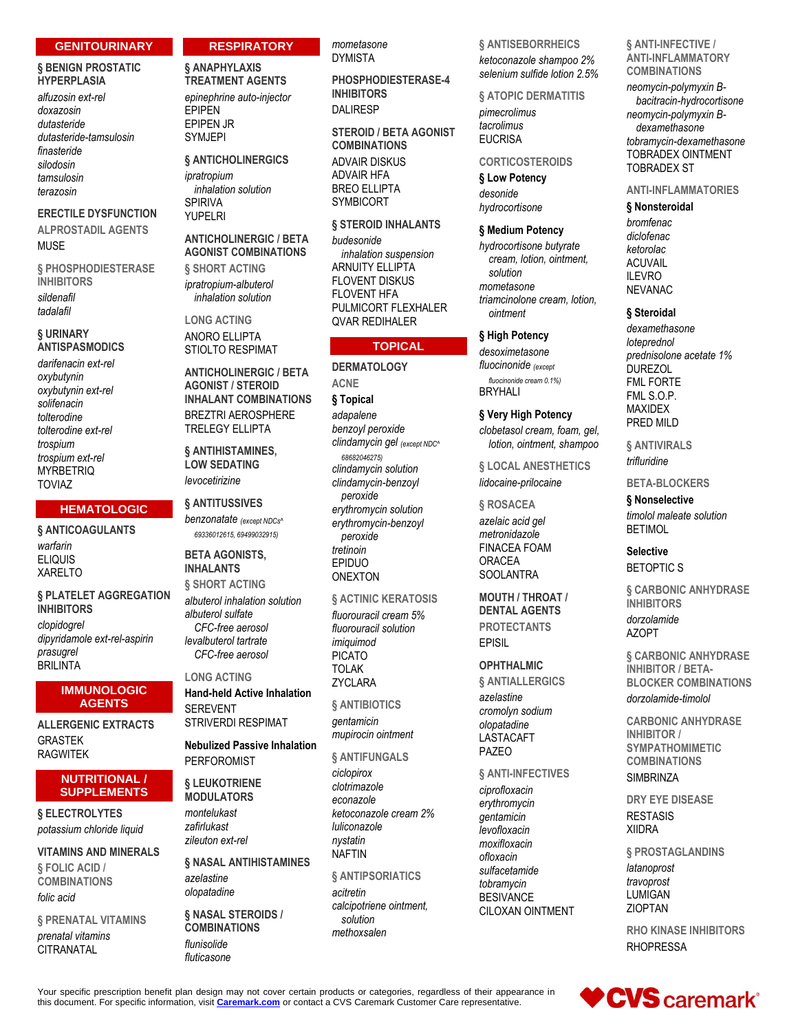## GENITOURINARY

### § BENIGN PROSTATIC HYPERPLASIA

*alfuzosin ext-rel*
*doxazosin*
*dutasteride*
*dutasteride-tamsulosin*
*finasteride*
*silodosin*
*tamsulosin*
*terazosin*

### ERECTILE DYSFUNCTION

#### ALPROSTADIL AGENTS

MUSE

#### § PHOSPHODIESTERASE INHIBITORS

*sildenafil*
*tadalafil*

### § URINARY ANTISPASMODICS

*darifenacin ext-rel*
*oxybutynin*
*oxybutynin ext-rel*
*solifenacin*
*tolterodine*
*tolterodine ext-rel*
*trospium*
*trospium ext-rel*
MYRBETRIQ
TOVIAZ

## HEMATOLOGIC

### § ANTICOAGULANTS

*warfarin*
ELIQUIS
XARELTO

### § PLATELET AGGREGATION INHIBITORS

*clopidogrel*
*dipyridamole ext-rel-aspirin*
*prasugrel*
BRILINTA

## IMMUNOLOGIC AGENTS

### ALLERGENIC EXTRACTS

GRASTEK
RAGWITEK

## NUTRITIONAL / SUPPLEMENTS

### § ELECTROLYTES

*potassium chloride liquid*

### VITAMINS AND MINERALS

#### § FOLIC ACID / COMBINATIONS

*folic acid*

#### § PRENATAL VITAMINS

*prenatal vitamins*
CITRANATAL

## RESPIRATORY

### § ANAPHYLAXIS TREATMENT AGENTS

*epinephrine auto-injector*
EPIPEN
EPIPEN JR
SYMJEPI

### § ANTICHOLINERGICS

*ipratropium inhalation solution*
SPIRIVA
YUPELRI

### ANTICHOLINERGIC / BETA AGONIST COMBINATIONS

#### § SHORT ACTING

*ipratropium-albuterol inhalation solution*

#### LONG ACTING

ANORO ELLIPTA
STIOLTO RESPIMAT

### ANTICHOLINERGIC / BETA AGONIST / STEROID INHALANT COMBINATIONS

BREZTRI AEROSPHERE
TRELEGY ELLIPTA

### § ANTIHISTAMINES, LOW SEDATING

*levocetirizine*

### § ANTITUSSIVES

*benzonatate* (except NDCs^ 69336012615, 69499032915)

### BETA AGONISTS, INHALANTS

#### § SHORT ACTING

*albuterol inhalation solution*
*albuterol sulfate CFC-free aerosol*
*levalbuterol tartrate CFC-free aerosol*

#### LONG ACTING

**Hand-held Active Inhalation**

SEREVENT
STRIVERDI RESPIMAT

**Nebulized Passive Inhalation**

PERFOROMIST

### § LEUKOTRIENE MODULATORS

*montelukast*
*zafirlukast*
*zileuton ext-rel*

### § NASAL ANTIHISTAMINES

*azelastine*
*olopatadine*

### § NASAL STEROIDS / COMBINATIONS

*flunisolide*
*fluticasone*
*mometasone*
DYMISTA

### PHOSPHODIESTERASE-4 INHIBITORS

DALIRESP

### STEROID / BETA AGONIST COMBINATIONS

ADVAIR DISKUS
ADVAIR HFA
BREO ELLIPTA
SYMBICORT

### § STEROID INHALANTS

*budesonide inhalation suspension*
ARNUITY ELLIPTA
FLOVENT DISKUS
FLOVENT HFA
PULMICORT FLEXHALER
QVAR REDIHALER

## TOPICAL

### DERMATOLOGY

#### ACNE

**§ Topical**

*adapalene*
*benzoyl peroxide*
*clindamycin gel* (except NDC^ 68682046275)
*clindamycin solution*
*clindamycin-benzoyl peroxide*
*erythromycin solution*
*erythromycin-benzoyl peroxide*
*tretinoin*
EPIDUO
ONEXTON

#### § ACTINIC KERATOSIS

*fluorouracil cream 5%*
*fluorouracil solution*
*imiquimod*
PICATO
TOLAK
ZYCLARA

#### § ANTIBIOTICS

*gentamicin*
*mupirocin ointment*

#### § ANTIFUNGALS

*ciclopirox*
*clotrimazole*
*econazole*
*ketoconazole cream 2%*
*luliconazole*
*nystatin*
NAFTIN

#### § ANTIPSORIATICS

*acitretin*
*calcipotriene ointment, solution*
*methoxsalen*

#### § ANTISEBORRHEICS

*ketoconazole shampoo 2%*
*selenium sulfide lotion 2.5%*

#### § ATOPIC DERMATITIS

*pimecrolimus*
*tacrolimus*
EUCRISA

#### CORTICOSTEROIDS

**§ Low Potency**

*desonide*
*hydrocortisone*

**§ Medium Potency**

*hydrocortisone butyrate cream, lotion, ointment, solution*
*mometasone*
*triamcinolone cream, lotion, ointment*

**§ High Potency**

*desoximetasone*
*fluocinonide* (except fluocinonide cream 0.1%)
BRYHALI

**§ Very High Potency**

*clobetasol cream, foam, gel, lotion, ointment, shampoo*

#### § LOCAL ANESTHETICS

*lidocaine-prilocaine*

#### § ROSACEA

*azelaic acid gel*
*metronidazole*
FINACEA FOAM
ORACEA
SOOLANTRA

### MOUTH / THROAT / DENTAL AGENTS

#### PROTECTANTS

EPISIL

### OPHTHALMIC

#### § ANTIALLERGICS

*azelastine*
*cromolyn sodium*
*olopatadine*
LASTACAFT
PAZEO

#### § ANTI-INFECTIVES

*ciprofloxacin*
*erythromycin*
*gentamicin*
*levofloxacin*
*moxifloxacin*
*ofloxacin*
*sulfacetamide*
*tobramycin*
BESIVANCE
CILOXAN OINTMENT

#### § ANTI-INFECTIVE / ANTI-INFLAMMATORY COMBINATIONS

*neomycin-polymyxin B-bacitracin-hydrocortisone*
*neomycin-polymyxin B-dexamethasone*
*tobramycin-dexamethasone*
TOBRADEX OINTMENT
TOBRADEX ST

#### ANTI-INFLAMMATORIES

**§ Nonsteroidal**

*bromfenac*
*diclofenac*
*ketorolac*
ACUVAIL
ILEVRO
NEVANAC

**§ Steroidal**

*dexamethasone*
*loteprednol*
*prednisolone acetate 1%*
DUREZOL
FML FORTE
FML S.O.P.
MAXIDEX
PRED MILD

#### § ANTIVIRALS

*trifluridine*

#### BETA-BLOCKERS

**§ Nonselective**

*timolol maleate solution*
BETIMOL

**Selective**

BETOPTIC S

#### § CARBONIC ANHYDRASE INHIBITORS

*dorzolamide*
AZOPT

#### § CARBONIC ANHYDRASE INHIBITOR / BETA-BLOCKER COMBINATIONS

*dorzolamide-timolol*

#### CARBONIC ANHYDRASE INHIBITOR / SYMPATHOMIMETIC COMBINATIONS

SIMBRINZA

#### DRY EYE DISEASE

RESTASIS
XIIDRA

#### § PROSTAGLANDINS

*latanoprost*
*travoprost*
LUMIGAN
ZIOPTAN

#### RHO KINASE INHIBITORS

RHOPRESSA

Your specific prescription benefit plan design may not cover certain products or categories, regardless of their appearance in this document. For specific information, visit [Caremark.com](Caremark.com) or contact a CVS Caremark Customer Care representative.

CVS caremark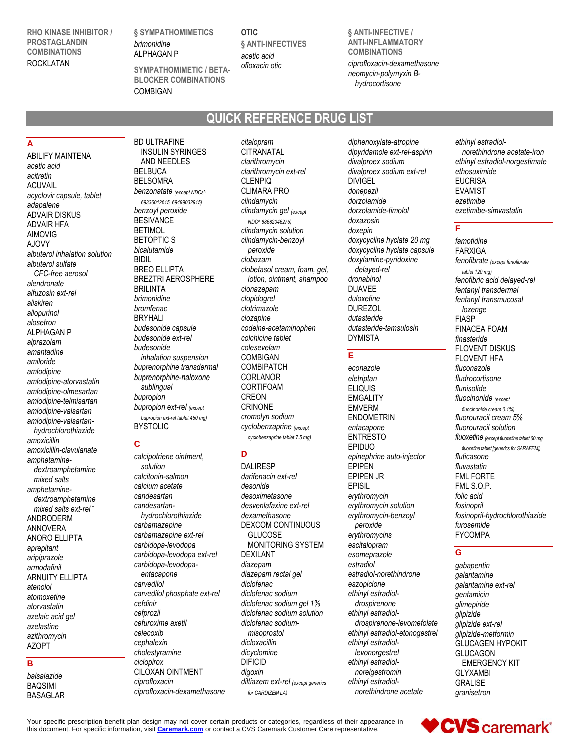**RHO KINASE INHIBITOR / PROSTAGLANDIN COMBINATIONS**
ROCKLATAN

**§ SYMPATHOMIMETICS**
*brimonidine*
ALPHAGAN P

**SYMPATHOMIMETIC / BETA-BLOCKER COMBINATIONS**
COMBIGAN

**OTIC**

**§ ANTI-INFECTIVES**
*acetic acid*
*ofloxacin otic*

**§ ANTI-INFECTIVE / ANTI-INFLAMMATORY COMBINATIONS**
*ciprofloxacin-dexamethasone*
*neomycin-polymyxin B-hydrocortisone*

# QUICK REFERENCE DRUG LIST

## A

ABILIFY MAINTENA
*acetic acid*
*acitretin*
ACUVAIL
*acyclovir capsule, tablet*
*adapalene*
ADVAIR DISKUS
ADVAIR HFA
AIMOVIG
AJOVY
*albuterol inhalation solution*
*albuterol sulfate CFC-free aerosol*
*alendronate*
*alfuzosin ext-rel*
*aliskiren*
*allopurinol*
*alosetron*
ALPHAGAN P
*alprazolam*
*amantadine*
*amiloride*
*amlodipine*
*amlodipine-atorvastatin*
*amlodipine-olmesartan*
*amlodipine-telmisartan*
*amlodipine-valsartan*
*amlodipine-valsartan-hydrochlorothiazide*
*amoxicillin*
*amoxicillin-clavulanate*
*amphetamine-dextroamphetamine mixed salts*
*amphetamine-dextroamphetamine mixed salts ext-rel* †
ANDRODERM
ANNOVERA
ANORO ELLIPTA
*aprepitant*
*aripiprazole*
*armodafinil*
ARNUITY ELLIPTA
*atenolol*
*atomoxetine*
*atorvastatin*
*azelaic acid gel*
*azelastine*
*azithromycin*
AZOPT

## B

*balsalazide*
BAQSIMI
BASAGLAR
BD ULTRAFINE INSULIN SYRINGES AND NEEDLES
BELBUCA
BELSOMRA
*benzonatate* (except NDCs^ 69336012615, 69499032915)
*benzoyl peroxide*
BESIVANCE
BETIMOL
BETOPTIC S
*bicalutamide*
BIDIL
BREO ELLIPTA
BREZTRI AEROSPHERE
BRILINTA
*brimonidine*
*bromfenac*
BRYHALI
*budesonide capsule*
*budesonide ext-rel*
*budesonide inhalation suspension*
*buprenorphine transdermal*
*buprenorphine-naloxone sublingual*
*bupropion*
*bupropion ext-rel* (except bupropion ext-rel tablet 450 mg)
BYSTOLIC

## C

*calcipotriene ointment, solution*
*calcitonin-salmon*
*calcium acetate*
*candesartan*
*candesartan-hydrochlorothiazide*
*carbamazepine*
*carbamazepine ext-rel*
*carbidopa-levodopa*
*carbidopa-levodopa ext-rel*
*carbidopa-levodopa-entacapone*
*carvedilol*
*carvedilol phosphate ext-rel*
*cefdinir*
*cefprozil*
*cefuroxime axetil*
*celecoxib*
*cephalexin*
*cholestyramine*
*ciclopirox*
CILOXAN OINTMENT
*ciprofloxacin*
*ciprofloxacin-dexamethasone*
*citalopram*
CITRANATAL
*clarithromycin*
*clarithromycin ext-rel*
CLENPIQ
CLIMARA PRO
*clindamycin*
*clindamycin gel* (except NDC^ 68682046275)
*clindamycin solution*
*clindamycin-benzoyl peroxide*
*clobazam*
*clobetasol cream, foam, gel, lotion, ointment, shampoo*
*clonazepam*
*clopidogrel*
*clotrimazole*
*clozapine*
*codeine-acetaminophen*
*colchicine tablet*
*colesevelam*
COMBIGAN
COMBIPATCH
CORLANOR
CORTIFOAM
CREON
CRINONE
*cromolyn sodium*
*cyclobenzaprine* (except cyclobenzaprine tablet 7.5 mg)

## D

DALIRESP
*darifenacin ext-rel*
*desonide*
*desoximetasone*
*desvenlafaxine ext-rel*
*dexamethasone*
DEXCOM CONTINUOUS GLUCOSE MONITORING SYSTEM
DEXILANT
*diazepam*
*diazepam rectal gel*
*diclofenac*
*diclofenac sodium*
*diclofenac sodium gel 1%*
*diclofenac sodium solution*
*diclofenac sodium-misoprostol*
*dicloxacillin*
*dicyclomine*
DIFICID
*digoxin*
*diltiazem ext-rel* (except generics for CARDIZEM LA)
*diphenoxylate-atropine*
*dipyridamole ext-rel-aspirin*
*divalproex sodium*
*divalproex sodium ext-rel*
DIVIGEL
*donepezil*
*dorzolamide*
*dorzolamide-timolol*
*doxazosin*
*doxepin*
*doxycycline hyclate 20 mg*
*doxycycline hyclate capsule*
*doxylamine-pyridoxine delayed-rel*
*dronabinol*
DUAVEE
*duloxetine*
DUREZOL
*dutasteride*
*dutasteride-tamsulosin*
DYMISTA

## E

*econazole*
*eletriptan*
ELIQUIS
EMGALITY
EMVERM
ENDOMETRIN
*entacapone*
ENTRESTO
EPIDUO
*epinephrine auto-injector*
EPIPEN
EPIPEN JR
EPISIL
*erythromycin*
*erythromycin solution*
*erythromycin-benzoyl peroxide*
*erythromycins*
*escitalopram*
*esomeprazole*
*estradiol*
*estradiol-norethindrone*
*eszopiclone*
*ethinyl estradiol-drospirenone*
*ethinyl estradiol-drospirenone-levomefolate*
*ethinyl estradiol-etonogestrel*
*ethinyl estradiol-levonorgestrel*
*ethinyl estradiol-norelgestromin*
*ethinyl estradiol-norethindrone acetate*
*ethinyl estradiol-norethindrone acetate-iron*
*ethinyl estradiol-norgestimate*
*ethosuximide*
EUCRISA
EVAMIST
*ezetimibe*
*ezetimibe-simvastatin*

## F

*famotidine*
FARXIGA
*fenofibrate* (except fenofibrate tablet 120 mg)
*fenofibric acid delayed-rel*
*fentanyl transdermal*
*fentanyl transmucosal lozenge*
FIASP
FINACEA FOAM
*finasteride*
FLOVENT DISKUS
FLOVENT HFA
*fluconazole*
*fludrocortisone*
*flunisolide*
*fluocinonide* (except fluocinonide cream 0.1%)
*fluorouracil cream 5%*
*fluorouracil solution*
*fluoxetine* (except fluoxetine tablet 60 mg, fluoxetine tablet [generics for SARAFEM])
*fluticasone*
*fluvastatin*
FML FORTE
FML S.O.P.
*folic acid*
*fosinopril*
*fosinopril-hydrochlorothiazide*
*furosemide*
FYCOMPA

## G

*gabapentin*
*galantamine*
*galantamine ext-rel*
*gentamicin*
*glimepiride*
*glipizide*
*glipizide ext-rel*
*glipizide-metformin*
GLUCAGEN HYPOKIT
GLUCAGON EMERGENCY KIT
GLYXAMBI
GRALISE
*granisetron*

Your specific prescription benefit plan design may not cover certain products or categories, regardless of their appearance in this document. For specific information, visit **Caremark.com** or contact a CVS Caremark Customer Care representative.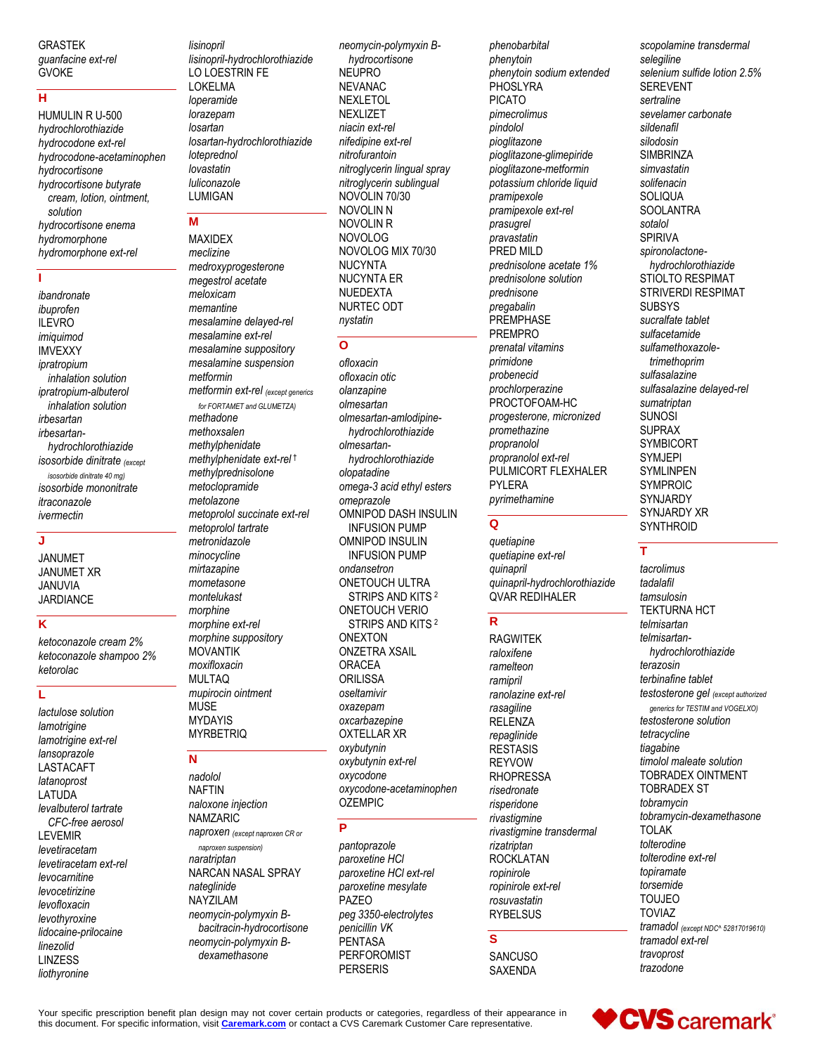GRASTEK
*guanfacine ext-rel*
GVOKE

## H

HUMULIN R U-500
*hydrochlorothiazide*
*hydrocodone ext-rel*
*hydrocodone-acetaminophen*
*hydrocortisone*
*hydrocortisone butyrate cream, lotion, ointment, solution*
*hydrocortisone enema*
*hydromorphone*
*hydromorphone ext-rel*

## I

*ibandronate*
*ibuprofen*
ILEVRO
*imiquimod*
IMVEXXY
*ipratropium inhalation solution*
*ipratropium-albuterol inhalation solution*
*irbesartan*
*irbesartan-hydrochlorothiazide*
*isosorbide dinitrate* *(except isosorbide dinitrate 40 mg)*
*isosorbide mononitrate*
*itraconazole*
*ivermectin*

## J

JANUMET
JANUMET XR
JANUVIA
JARDIANCE

## K

*ketoconazole cream 2%*
*ketoconazole shampoo 2%*
*ketorolac*

## L

*lactulose solution*
*lamotrigine*
*lamotrigine ext-rel*
*lansoprazole*
LASTACAFT
*latanoprost*
LATUDA
*levalbuterol tartrate CFC-free aerosol*
LEVEMIR
*levetiracetam*
*levetiracetam ext-rel*
*levocarnitine*
*levocetirizine*
*levofloxacin*
*levothyroxine*
*lidocaine-prilocaine*
*linezolid*
LINZESS
*liothyronine*
*lisinopril*
*lisinopril-hydrochlorothiazide*
LO LOESTRIN FE
LOKELMA
*loperamide*
*lorazepam*
*losartan*
*losartan-hydrochlorothiazide*
*loteprednol*
*lovastatin*
*luliconazole*
LUMIGAN

## M

MAXIDEX
*meclizine*
*medroxyprogesterone*
*megestrol acetate*
*meloxicam*
*memantine*
*mesalamine delayed-rel*
*mesalamine ext-rel*
*mesalamine suppository*
*mesalamine suspension*
*metformin*
*metformin ext-rel* *(except generics for FORTAMET and GLUMETZA)*
*methadone*
*methoxsalen*
*methylphenidate*
*methylphenidate ext-rel* †
*methylprednisolone*
*metoclopramide*
*metolazone*
*metoprolol succinate ext-rel*
*metoprolol tartrate*
*metronidazole*
*minocycline*
*mirtazapine*
*mometasone*
*montelukast*
*morphine*
*morphine ext-rel*
*morphine suppository*
MOVANTIK
*moxifloxacin*
MULTAQ
*mupirocin ointment*
MUSE
MYDAYIS
MYRBETRIQ

## N

*nadolol*
NAFTIN
*naloxone injection*
NAMZARIC
*naproxen* *(except naproxen CR or naproxen suspension)*
*naratriptan*
NARCAN NASAL SPRAY
*nateglinide*
NAYZILAM
*neomycin-polymyxin B-bacitracin-hydrocortisone*
*neomycin-polymyxin B-dexamethasone*
*neomycin-polymyxin B-hydrocortisone*
NEUPRO
NEVANAC
NEXLETOL
NEXLIZET
*niacin ext-rel*
*nifedipine ext-rel*
*nitrofurantoin*
*nitroglycerin lingual spray*
*nitroglycerin sublingual*
NOVOLIN 70/30
NOVOLIN N
NOVOLIN R
NOVOLOG
NOVOLOG MIX 70/30
NUCYNTA
NUCYNTA ER
NUEDEXTA
NURTEC ODT
*nystatin*

## O

*ofloxacin*
*ofloxacin otic*
*olanzapine*
*olmesartan*
*olmesartan-amlodipine-hydrochlorothiazide*
*olmesartan-hydrochlorothiazide*
*olopatadine*
*omega-3 acid ethyl esters*
*omeprazole*
OMNIPOD DASH INSULIN INFUSION PUMP
OMNIPOD INSULIN INFUSION PUMP
*ondansetron*
ONETOUCH ULTRA STRIPS AND KITS [2]
ONETOUCH VERIO STRIPS AND KITS [2]
ONEXTON
ONZETRA XSAIL
ORACEA
ORILISSA
*oseltamivir*
*oxazepam*
*oxcarbazepine*
OXTELLAR XR
*oxybutynin*
*oxybutynin ext-rel*
*oxycodone*
*oxycodone-acetaminophen*
OZEMPIC

## P

*pantoprazole*
*paroxetine HCl*
*paroxetine HCl ext-rel*
*paroxetine mesylate*
PAZEO
*peg 3350-electrolytes*
*penicillin VK*
PENTASA
PERFOROMIST
PERSERIS
*phenobarbital*
*phenytoin*
*phenytoin sodium extended*
PHOSLYRA
PICATO
*pimecrolimus*
*pindolol*
*pioglitazone*
*pioglitazone-glimepiride*
*pioglitazone-metformin*
*potassium chloride liquid*
*pramipexole*
*pramipexole ext-rel*
*prasugrel*
*pravastatin*
PRED MILD
*prednisolone acetate 1%*
*prednisolone solution*
*prednisone*
*pregabalin*
PREMPHASE
PREMPRO
*prenatal vitamins*
*primidone*
*probenecid*
*prochlorperazine*
PROCTOFOAM-HC
*progesterone, micronized*
*promethazine*
*propranolol*
*propranolol ext-rel*
PULMICORT FLEXHALER
PYLERA
*pyrimethamine*

## Q

*quetiapine*
*quetiapine ext-rel*
*quinapril*
*quinapril-hydrochlorothiazide*
QVAR REDIHALER

## R

RAGWITEK
*raloxifene*
*ramelteon*
*ramipril*
*ranolazine ext-rel*
*rasagiline*
RELENZA
*repaglinide*
RESTASIS
REYVOW
RHOPRESSA
*risedronate*
*risperidone*
*rivastigmine*
*rivastigmine transdermal*
*rizatriptan*
ROCKLATAN
*ropinirole*
*ropinirole ext-rel*
*rosuvastatin*
RYBELSUS

## S

SANCUSO
SAXENDA
*scopolamine transdermal*
*selegiline*
*selenium sulfide lotion 2.5%*
SEREVENT
*sertraline*
*sevelamer carbonate*
*sildenafil*
*silodosin*
SIMBRINZA
*simvastatin*
*solifenacin*
SOLIQUA
SOOLANTRA
*sotalol*
SPIRIVA
*spironolactone-hydrochlorothiazide*
STIOLTO RESPIMAT
STRIVERDI RESPIMAT
SUBSYS
*sucralfate tablet*
*sulfacetamide*
*sulfamethoxazole-trimethoprim*
*sulfasalazine*
*sulfasalazine delayed-rel*
*sumatriptan*
SUNOSI
SUPRAX
SYMBICORT
SYMJEPI
SYMLINPEN
SYMPROIC
SYNJARDY
SYNJARDY XR
SYNTHROID

## T

*tacrolimus*
*tadalafil*
*tamsulosin*
TEKTURNA HCT
*telmisartan*
*telmisartan-hydrochlorothiazide*
*terazosin*
*terbinafine tablet*
*testosterone gel* *(except authorized generics for TESTIM and VOGELXO)*
*testosterone solution*
*tetracycline*
*tiagabine*
*timolol maleate solution*
TOBRADEX OINTMENT
TOBRADEX ST
*tobramycin*
*tobramycin-dexamethasone*
TOLAK
*tolterodine*
*tolterodine ext-rel*
*topiramate*
*torsemide*
TOUJEO
TOVIAZ
*tramadol* *(except NDC^ 52817019610)*
*tramadol ext-rel*
*travoprost*
*trazodone*

Your specific prescription benefit plan design may not cover certain products or categories, regardless of their appearance in this document. For specific information, visit **Caremark.com** or contact a CVS Caremark Customer Care representative.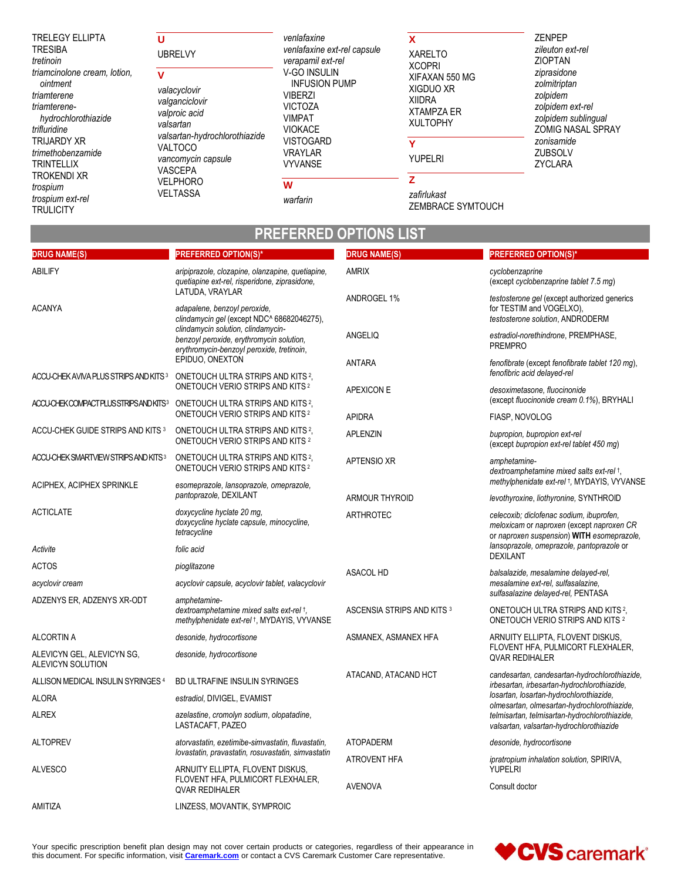TRELEGY ELLIPTA
TRESIBA
*tretinoin*
*triamcinolone cream, lotion, ointment*
*triamterene*
*triamterene-hydrochlorothiazide*
*trifluridine*
TRIJARDY XR
*trimethobenzamide*
TRINTELLIX
TROKENDI XR
*trospium*
*trospium ext-rel*
TRULICITY

**U**

UBRELVY

**V**

*valacyclovir*
*valganciclovir*
*valproic acid*
*valsartan*
*valsartan-hydrochlorothiazide*
VALTOCO
*vancomycin capsule*
VASCEPA
VELPHORO
VELTASSA
*venlafaxine*
*venlafaxine ext-rel capsule*
*verapamil ext-rel*
V-GO INSULIN INFUSION PUMP
VIBERZI
VICTOZA
VIMPAT
VIOKACE
VISTOGARD
VRAYLAR
VYVANSE

**W**

*warfarin*

**X**

XARELTO
XCOPRI
XIFAXAN 550 MG
XIGDUO XR
XIIDRA
XTAMPZA ER
XULTOPHY

**Y**

YUPELRI

**Z**

*zafirlukast*
ZEMBRACE SYMTOUCH
ZENPEP
*zileuton ext-rel*
ZIOPTAN
*ziprasidone*
*zolmitriptan*
*zolpidem*
*zolpidem ext-rel*
*zolpidem sublingual*
ZOMIG NASAL SPRAY
*zonisamide*
ZUBSOLV
ZYCLARA

## PREFERRED OPTIONS LIST

| DRUG NAME(S) | PREFERRED OPTION(S)* |
|---|---|
| ABILIFY | *aripiprazole, clozapine, olanzapine, quetiapine, quetiapine ext-rel, risperidone, ziprasidone,* LATUDA, VRAYLAR |
| ACANYA | *adapalene, benzoyl peroxide, clindamycin gel* (except NDC^ 68682046275), *clindamycin solution, clindamycin-benzoyl peroxide, erythromycin solution, erythromycin-benzoyl peroxide, tretinoin,* EPIDUO, ONEXTON |
| ACCU-CHEK AVIVA PLUS STRIPS AND KITS [3] | ONETOUCH ULTRA STRIPS AND KITS [2], ONETOUCH VERIO STRIPS AND KITS [2] |
| ACCU-CHEK COMPACT PLUS STRIPS AND KITS [3] | ONETOUCH ULTRA STRIPS AND KITS [2], ONETOUCH VERIO STRIPS AND KITS [2] |
| ACCU-CHEK GUIDE STRIPS AND KITS [3] | ONETOUCH ULTRA STRIPS AND KITS [2], ONETOUCH VERIO STRIPS AND KITS [2] |
| ACCU-CHEK SMARTVIEW STRIPS AND KITS [3] | ONETOUCH ULTRA STRIPS AND KITS [2], ONETOUCH VERIO STRIPS AND KITS [2] |
| ACIPHEX, ACIPHEX SPRINKLE | *esomeprazole, lansoprazole, omeprazole, pantoprazole,* DEXILANT |
| ACTICLATE | *doxycycline hyclate 20 mg, doxycycline hyclate capsule, minocycline, tetracycline* |
| *Activite* | *folic acid* |
| ACTOS | *pioglitazone* |
| *acyclovir cream* | *acyclovir capsule, acyclovir tablet, valacyclovir* |
| ADZENYS ER, ADZENYS XR-ODT | *amphetamine-dextroamphetamine mixed salts ext-rel* †, *methylphenidate ext-rel* †, MYDAYIS, VYVANSE |
| ALCORTIN A | *desonide, hydrocortisone* |
| ALEVICYN GEL, ALEVICYN SG, ALEVICYN SOLUTION | *desonide, hydrocortisone* |
| ALLISON MEDICAL INSULIN SYRINGES [4] | BD ULTRAFINE INSULIN SYRINGES |
| ALORA | *estradiol,* DIVIGEL, EVAMIST |
| ALREX | *azelastine, cromolyn sodium, olopatadine,* LASTACAFT, PAZEO |
| ALTOPREV | *atorvastatin, ezetimibe-simvastatin, fluvastatin, lovastatin, pravastatin, rosuvastatin, simvastatin* |
| ALVESCO | ARNUITY ELLIPTA, FLOVENT DISKUS, FLOVENT HFA, PULMICORT FLEXHALER, QVAR REDIHALER |
| AMITIZA | LINZESS, MOVANTIK, SYMPROIC |
| AMRIX | *cyclobenzaprine* (except *cyclobenzaprine tablet 7.5 mg*) |
| ANDROGEL 1% | *testosterone gel* (except authorized generics for TESTIM and VOGELXO), *testosterone solution,* ANDRODERM |
| ANGELIQ | *estradiol-norethindrone,* PREMPHASE, PREMPRO |
| ANTARA | *fenofibrate* (except *fenofibrate tablet 120 mg*), *fenofibric acid delayed-rel* |
| APEXICON E | *desoximetasone, fluocinonide* (except *fluocinonide cream 0.1%*), BRYHALI |
| APIDRA | FIASP, NOVOLOG |
| APLENZIN | *bupropion, bupropion ext-rel* (except *bupropion ext-rel tablet 450 mg*) |
| APTENSIO XR | *amphetamine-dextroamphetamine mixed salts ext-rel* †, *methylphenidate ext-rel* †, MYDAYIS, VYVANSE |
| ARMOUR THYROID | *levothyroxine, liothyronine,* SYNTHROID |
| ARTHROTEC | *celecoxib; diclofenac sodium, ibuprofen, meloxicam* or *naproxen* (except *naproxen CR* or *naproxen suspension*) **WITH** *esomeprazole, lansoprazole, omeprazole, pantoprazole* or DEXILANT |
| ASACOL HD | *balsalazide, mesalamine delayed-rel, mesalamine ext-rel, sulfasalazine, sulfasalazine delayed-rel,* PENTASA |
| ASCENSIA STRIPS AND KITS [3] | ONETOUCH ULTRA STRIPS AND KITS [2], ONETOUCH VERIO STRIPS AND KITS [2] |
| ASMANEX, ASMANEX HFA | ARNUITY ELLIPTA, FLOVENT DISKUS, FLOVENT HFA, PULMICORT FLEXHALER, QVAR REDIHALER |
| ATACAND, ATACAND HCT | *candesartan, candesartan-hydrochlorothiazide, irbesartan, irbesartan-hydrochlorothiazide, losartan, losartan-hydrochlorothiazide, olmesartan, olmesartan-hydrochlorothiazide, telmisartan, telmisartan-hydrochlorothiazide, valsartan, valsartan-hydrochlorothiazide* |
| ATOPADERM | *desonide, hydrocortisone* |
| ATROVENT HFA | *ipratropium inhalation solution,* SPIRIVA, YUPELRI |
| AVENOVA | Consult doctor |

Your specific prescription benefit plan design may not cover certain products or categories, regardless of their appearance in this document. For specific information, visit **Caremark.com** or contact a CVS Caremark Customer Care representative.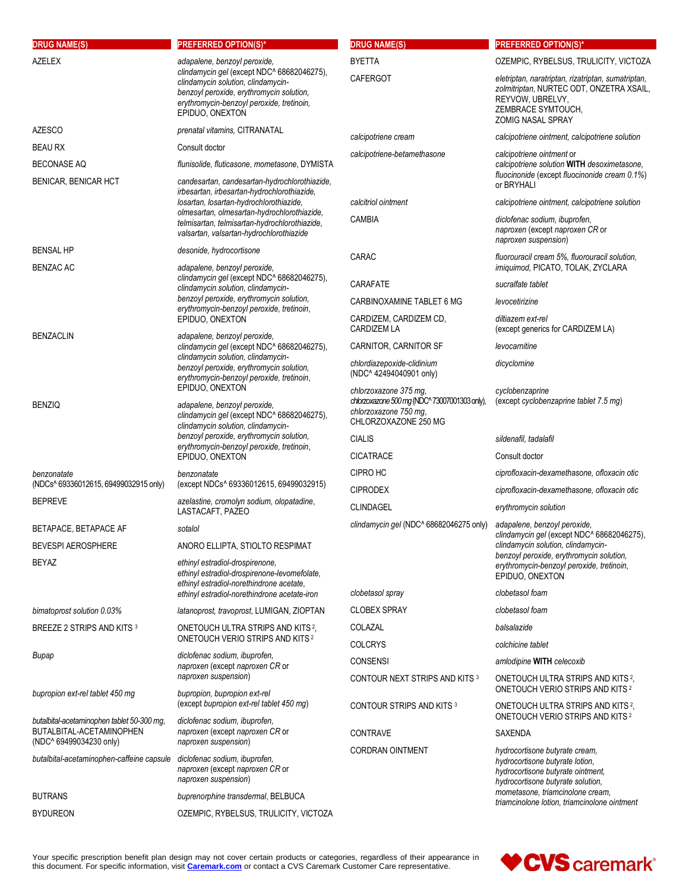| DRUG NAME(S) | PREFERRED OPTION(S)* |
|---|---|
| AZELEX | *adapalene, benzoyl peroxide, clindamycin gel* (except NDC^ 68682046275), *clindamycin solution, clindamycin-benzoyl peroxide, erythromycin solution, erythromycin-benzoyl peroxide, tretinoin,* EPIDUO, ONEXTON |
| AZESCO | *prenatal vitamins,* CITRANATAL |
| BEAU RX | Consult doctor |
| BECONASE AQ | *flunisolide, fluticasone, mometasone,* DYMISTA |
| BENICAR, BENICAR HCT | *candesartan, candesartan-hydrochlorothiazide, irbesartan, irbesartan-hydrochlorothiazide, losartan, losartan-hydrochlorothiazide, olmesartan, olmesartan-hydrochlorothiazide, telmisartan, telmisartan-hydrochlorothiazide, valsartan, valsartan-hydrochlorothiazide* |
| BENSAL HP | *desonide, hydrocortisone* |
| BENZAC AC | *adapalene, benzoyl peroxide, clindamycin gel* (except NDC^ 68682046275), *clindamycin solution, clindamycin-benzoyl peroxide, erythromycin solution, erythromycin-benzoyl peroxide, tretinoin,* EPIDUO, ONEXTON |
| BENZACLIN | *adapalene, benzoyl peroxide, clindamycin gel* (except NDC^ 68682046275), *clindamycin solution, clindamycin-benzoyl peroxide, erythromycin solution, erythromycin-benzoyl peroxide, tretinoin,* EPIDUO, ONEXTON |
| BENZIQ | *adapalene, benzoyl peroxide, clindamycin gel* (except NDC^ 68682046275), *clindamycin solution, clindamycin-benzoyl peroxide, erythromycin solution, erythromycin-benzoyl peroxide, tretinoin,* EPIDUO, ONEXTON |
| *benzonatate* (NDCs^ 69336012615, 69499032915 only) | *benzonatate* (except NDCs^ 69336012615, 69499032915) |
| BEPREVE | *azelastine, cromolyn sodium, olopatadine,* LASTACAFT, PAZEO |
| BETAPACE, BETAPACE AF | *sotalol* |
| BEVESPI AEROSPHERE | ANORO ELLIPTA, STIOLTO RESPIMAT |
| BEYAZ | *ethinyl estradiol-drospirenone, ethinyl estradiol-drospirenone-levomefolate, ethinyl estradiol-norethindrone acetate, ethinyl estradiol-norethindrone acetate-iron* |
| *bimatoprost solution 0.03%* | *latanoprost, travoprost,* LUMIGAN, ZIOPTAN |
| BREEZE 2 STRIPS AND KITS [3] | ONETOUCH ULTRA STRIPS AND KITS [2], ONETOUCH VERIO STRIPS AND KITS [2] |
| *Bupap* | *diclofenac sodium, ibuprofen, naproxen* (except *naproxen CR* or *naproxen suspension*) |
| *bupropion ext-rel tablet 450 mg* | *bupropion, bupropion ext-rel* (except *bupropion ext-rel tablet 450 mg*) |
| *butalbital-acetaminophen tablet 50-300 mg,* BUTALBITAL-ACETAMINOPHEN (NDC^ 69499034230 only) | *diclofenac sodium, ibuprofen, naproxen* (except *naproxen CR* or *naproxen suspension*) |
| *butalbital-acetaminophen-caffeine capsule* | *diclofenac sodium, ibuprofen, naproxen* (except *naproxen CR* or *naproxen suspension*) |
| BUTRANS | *buprenorphine transdermal,* BELBUCA |
| BYDUREON | OZEMPIC, RYBELSUS, TRULICITY, VICTOZA |
| BYETTA | OZEMPIC, RYBELSUS, TRULICITY, VICTOZA |
| CAFERGOT | *eletriptan, naratriptan, rizatriptan, sumatriptan, zolmitriptan,* NURTEC ODT, ONZETRA XSAIL, REYVOW, UBRELVY, ZEMBRACE SYMTOUCH, ZOMIG NASAL SPRAY |
| *calcipotriene cream* | *calcipotriene ointment, calcipotriene solution* |
| *calcipotriene-betamethasone* | *calcipotriene ointment* or *calcipotriene solution* **WITH** *desoximetasone, fluocinonide* (except *fluocinonide cream 0.1%*) or BRYHALI |
| *calcitriol ointment* | *calcipotriene ointment, calcipotriene solution* |
| CAMBIA | *diclofenac sodium, ibuprofen, naproxen* (except *naproxen CR* or *naproxen suspension*) |
| CARAC | *fluorouracil cream 5%, fluorouracil solution, imiquimod,* PICATO, TOLAK, ZYCLARA |
| CARAFATE | *sucralfate tablet* |
| CARBINOXAMINE TABLET 6 MG | *levocetirizine* |
| CARDIZEM, CARDIZEM CD, CARDIZEM LA | *diltiazem ext-rel* (except generics for CARDIZEM LA) |
| CARNITOR, CARNITOR SF | *levocarnitine* |
| *chlordiazepoxide-clidinium* (NDC^ 42494040901 only) | *dicyclomine* |
| *chlorzoxazone 375 mg, chlorzoxazone 500 mg* (NDC^ 73007001303 only), *chlorzoxazone 750 mg,* CHLORZOXAZONE 250 MG | *cyclobenzaprine* (except *cyclobenzaprine tablet 7.5 mg*) |
| CIALIS | *sildenafil, tadalafil* |
| CICATRACE | Consult doctor |
| CIPRO HC | *ciprofloxacin-dexamethasone, ofloxacin otic* |
| CIPRODEX | *ciprofloxacin-dexamethasone, ofloxacin otic* |
| CLINDAGEL | *erythromycin solution* |
| *clindamycin gel* (NDC^ 68682046275 only) | *adapalene, benzoyl peroxide, clindamycin gel* (except NDC^ 68682046275), *clindamycin solution, clindamycin-benzoyl peroxide, erythromycin solution, erythromycin-benzoyl peroxide, tretinoin,* EPIDUO, ONEXTON |
| *clobetasol spray* | *clobetasol foam* |
| CLOBEX SPRAY | *clobetasol foam* |
| COLAZAL | *balsalazide* |
| COLCRYS | *colchicine tablet* |
| CONSENSI | *amlodipine* **WITH** *celecoxib* |
| CONTOUR NEXT STRIPS AND KITS [3] | ONETOUCH ULTRA STRIPS AND KITS [2], ONETOUCH VERIO STRIPS AND KITS [2] |
| CONTOUR STRIPS AND KITS [3] | ONETOUCH ULTRA STRIPS AND KITS [2], ONETOUCH VERIO STRIPS AND KITS [2] |
| CONTRAVE | SAXENDA |
| CORDRAN OINTMENT | *hydrocortisone butyrate cream, hydrocortisone butyrate lotion, hydrocortisone butyrate ointment, hydrocortisone butyrate solution, mometasone, triamcinolone cream, triamcinolone lotion, triamcinolone ointment* |

Your specific prescription benefit plan design may not cover certain products or categories, regardless of their appearance in this document. For specific information, visit **Caremark.com** or contact a CVS Caremark Customer Care representative.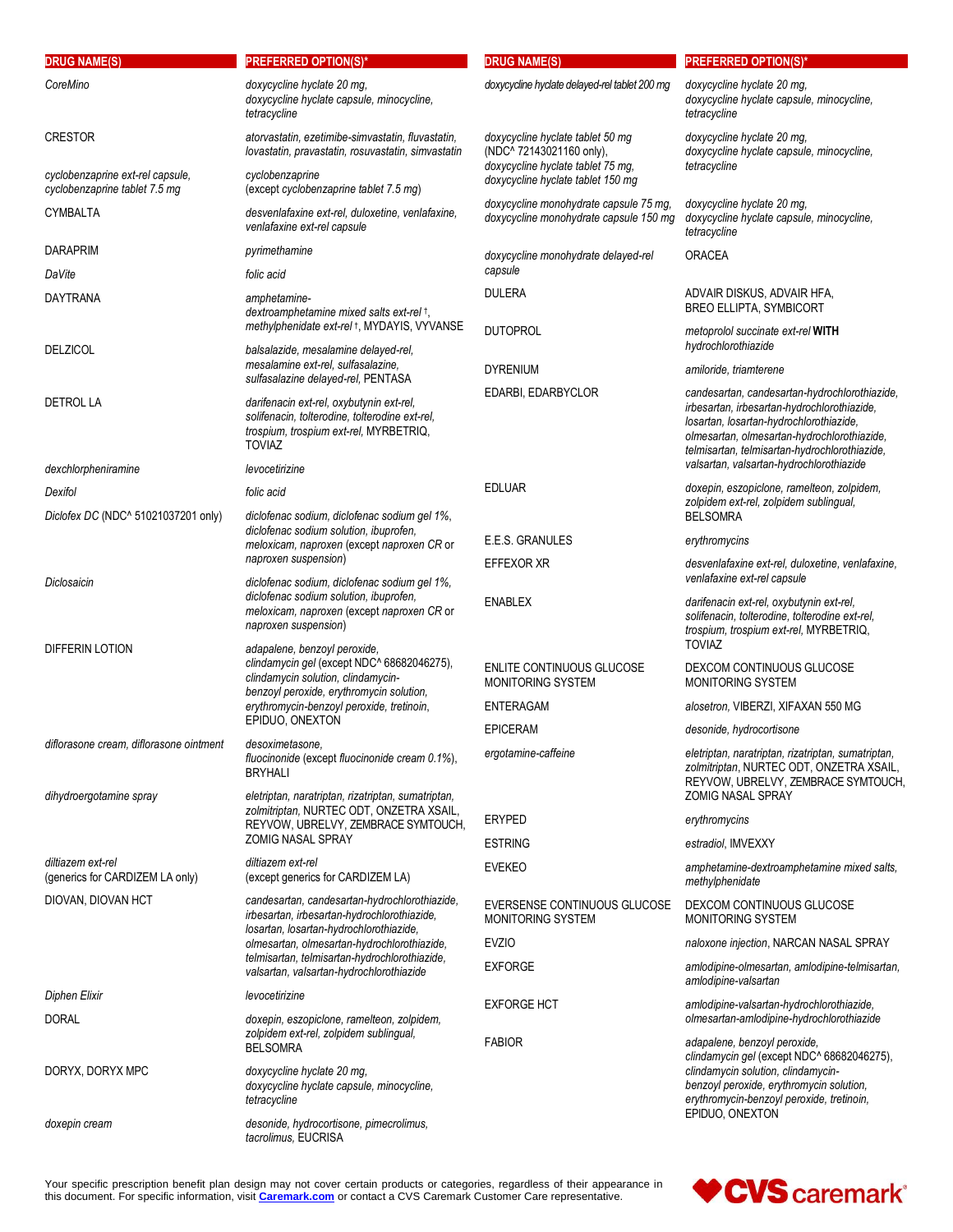| DRUG NAME(S) | PREFERRED OPTION(S)* |
|---|---|
| *CoreMino* | *doxycycline hyclate 20 mg, doxycycline hyclate capsule, minocycline, tetracycline* |
| CRESTOR | *atorvastatin, ezetimibe-simvastatin, fluvastatin, lovastatin, pravastatin, rosuvastatin, simvastatin* |
| *cyclobenzaprine ext-rel capsule, cyclobenzaprine tablet 7.5 mg* | *cyclobenzaprine* (*except cyclobenzaprine tablet 7.5 mg*) |
| CYMBALTA | *desvenlafaxine ext-rel, duloxetine, venlafaxine, venlafaxine ext-rel capsule* |
| DARAPRIM | *pyrimethamine* |
| *DaVite* | *folic acid* |
| DAYTRANA | *amphetamine-dextroamphetamine mixed salts ext-rel* †, *methylphenidate ext-rel* †, MYDAYIS, VYVANSE |
| DELZICOL | *balsalazide, mesalamine delayed-rel, mesalamine ext-rel, sulfasalazine, sulfasalazine delayed-rel*, PENTASA |
| DETROL LA | *darifenacin ext-rel, oxybutynin ext-rel, solifenacin, tolterodine, tolterodine ext-rel, trospium, trospium ext-rel*, MYRBETRIQ, TOVIAZ |
| *dexchlorpheniramine* | *levocetirizine* |
| *Dexifol* | *folic acid* |
| *Diclofex DC* (NDC^ 51021037201 only) | *diclofenac sodium, diclofenac sodium gel 1%, diclofenac sodium solution, ibuprofen, meloxicam, naproxen* (*except naproxen CR* or *naproxen suspension*) |
| *Diclosaicin* | *diclofenac sodium, diclofenac sodium gel 1%, diclofenac sodium solution, ibuprofen, meloxicam, naproxen* (*except naproxen CR* or *naproxen suspension*) |
| DIFFERIN LOTION | *adapalene, benzoyl peroxide, clindamycin gel* (*except NDC^ 68682046275*), *clindamycin solution, clindamycin-benzoyl peroxide, erythromycin solution, erythromycin-benzoyl peroxide, tretinoin*, EPIDUO, ONEXTON |
| *diflorasone cream, diflorasone ointment* | *desoximetasone, fluocinonide* (*except fluocinonide cream 0.1%*), BRYHALI |
| *dihydroergotamine spray* | *eletriptan, naratriptan, rizatriptan, sumatriptan, zolmitriptan*, NURTEC ODT, ONZETRA XSAIL, REYVOW, UBRELVY, ZEMBRACE SYMTOUCH, ZOMIG NASAL SPRAY |
| *diltiazem ext-rel* (*generics for CARDIZEM LA only*) | *diltiazem ext-rel* (*except generics for CARDIZEM LA*) |
| DIOVAN, DIOVAN HCT | *candesartan, candesartan-hydrochlorothiazide, irbesartan, irbesartan-hydrochlorothiazide, losartan, losartan-hydrochlorothiazide, olmesartan, olmesartan-hydrochlorothiazide, telmisartan, telmisartan-hydrochlorothiazide, valsartan, valsartan-hydrochlorothiazide* |
| *Diphen Elixir* | *levocetirizine* |
| DORAL | *doxepin, eszopiclone, ramelteon, zolpidem, zolpidem ext-rel, zolpidem sublingual*, BELSOMRA |
| DORYX, DORYX MPC | *doxycycline hyclate 20 mg, doxycycline hyclate capsule, minocycline, tetracycline* |
| *doxepin cream* | *desonide, hydrocortisone, pimecrolimus, tacrolimus*, EUCRISA |
| *doxycycline hyclate delayed-rel tablet 200 mg* | *doxycycline hyclate 20 mg, doxycycline hyclate capsule, minocycline, tetracycline* |
| *doxycycline hyclate tablet 50 mg* (NDC^ 72143021160 only), *doxycycline hyclate tablet 75 mg, doxycycline hyclate tablet 150 mg* | *doxycycline hyclate 20 mg, doxycycline hyclate capsule, minocycline, tetracycline* |
| *doxycycline monohydrate capsule 75 mg, doxycycline monohydrate capsule 150 mg* | *doxycycline hyclate 20 mg, doxycycline hyclate capsule, minocycline, tetracycline* |
| *doxycycline monohydrate delayed-rel capsule* | ORACEA |
| DULERA | ADVAIR DISKUS, ADVAIR HFA, BREO ELLIPTA, SYMBICORT |
| DUTOPROL | *metoprolol succinate ext-rel* **WITH** *hydrochlorothiazide* |
| DYRENIUM | *amiloride, triamterene* |
| EDARBI, EDARBYCLOR | *candesartan, candesartan-hydrochlorothiazide, irbesartan, irbesartan-hydrochlorothiazide, losartan, losartan-hydrochlorothiazide, olmesartan, olmesartan-hydrochlorothiazide, telmisartan, telmisartan-hydrochlorothiazide, valsartan, valsartan-hydrochlorothiazide* |
| EDLUAR | *doxepin, eszopiclone, ramelteon, zolpidem, zolpidem ext-rel, zolpidem sublingual*, BELSOMRA |
| E.E.S. GRANULES | *erythromycins* |
| EFFEXOR XR | *desvenlafaxine ext-rel, duloxetine, venlafaxine, venlafaxine ext-rel capsule* |
| ENABLEX | *darifenacin ext-rel, oxybutynin ext-rel, solifenacin, tolterodine, tolterodine ext-rel, trospium, trospium ext-rel*, MYRBETRIQ, TOVIAZ |
| ENLITE CONTINUOUS GLUCOSE MONITORING SYSTEM | DEXCOM CONTINUOUS GLUCOSE MONITORING SYSTEM |
| ENTERAGAM | *alosetron*, VIBERZI, XIFAXAN 550 MG |
| EPICERAM | *desonide, hydrocortisone* |
| *ergotamine-caffeine* | *eletriptan, naratriptan, rizatriptan, sumatriptan, zolmitriptan*, NURTEC ODT, ONZETRA XSAIL, REYVOW, UBRELVY, ZEMBRACE SYMTOUCH, ZOMIG NASAL SPRAY |
| ERYPED | *erythromycins* |
| ESTRING | *estradiol*, IMVEXXY |
| EVEKEO | *amphetamine-dextroamphetamine mixed salts, methylphenidate* |
| EVERSENSE CONTINUOUS GLUCOSE MONITORING SYSTEM | DEXCOM CONTINUOUS GLUCOSE MONITORING SYSTEM |
| EVZIO | *naloxone injection*, NARCAN NASAL SPRAY |
| EXFORGE | *amlodipine-olmesartan, amlodipine-telmisartan, amlodipine-valsartan* |
| EXFORGE HCT | *amlodipine-valsartan-hydrochlorothiazide, olmesartan-amlodipine-hydrochlorothiazide* |
| FABIOR | *adapalene, benzoyl peroxide, clindamycin gel* (*except NDC^ 68682046275*), *clindamycin solution, clindamycin-benzoyl peroxide, erythromycin solution, erythromycin-benzoyl peroxide, tretinoin*, EPIDUO, ONEXTON |

Your specific prescription benefit plan design may not cover certain products or categories, regardless of their appearance in this document. For specific information, visit **Caremark.com** or contact a CVS Caremark Customer Care representative.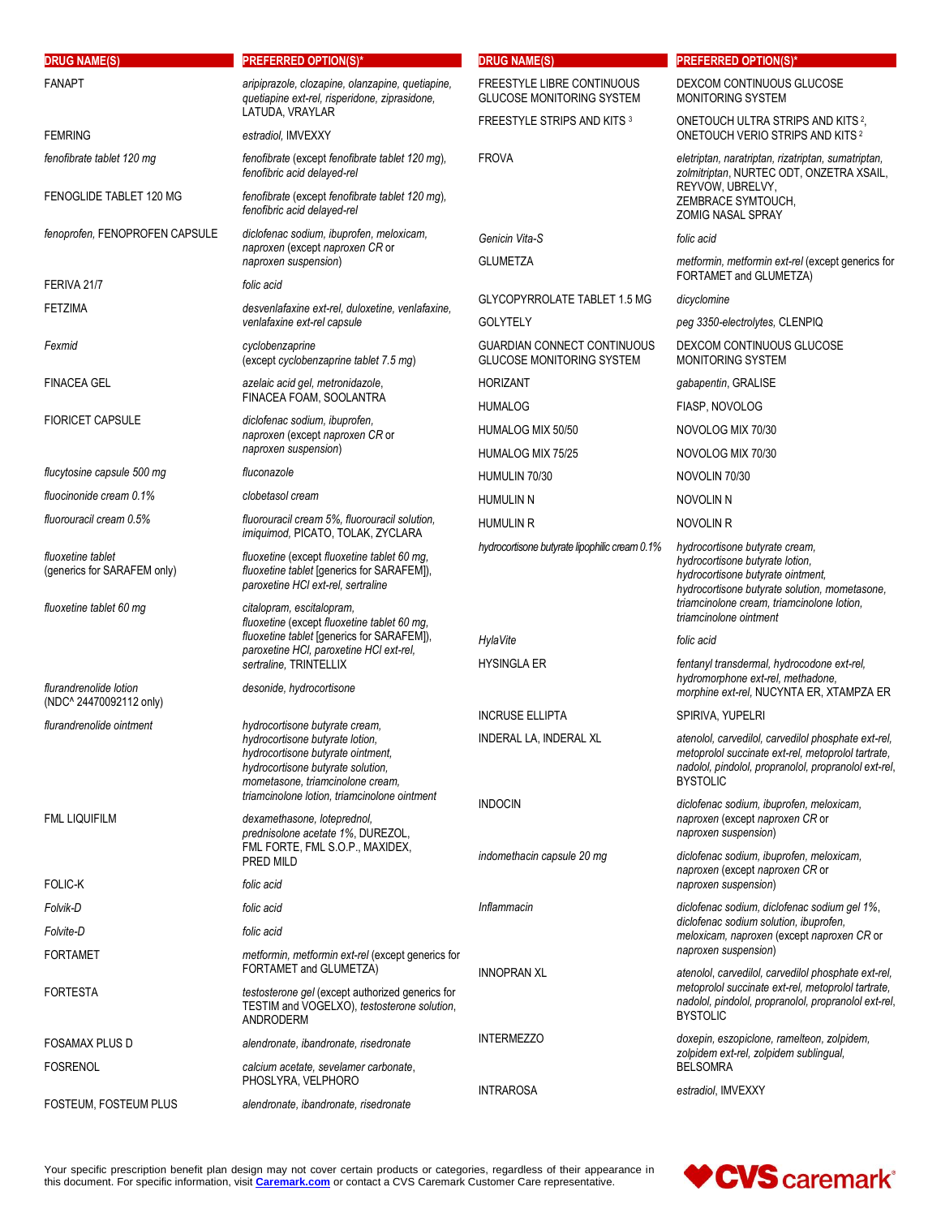| DRUG NAME(S) | PREFERRED OPTION(S)* |
|---|---|
| FANAPT | *aripiprazole, clozapine, olanzapine, quetiapine, quetiapine ext-rel, risperidone, ziprasidone,* LATUDA, VRAYLAR |
| FEMRING | *estradiol,* IMVEXXY |
| *fenofibrate tablet 120 mg* | *fenofibrate* (except *fenofibrate tablet 120 mg*), *fenofibric acid delayed-rel* |
| FENOGLIDE TABLET 120 MG | *fenofibrate* (except *fenofibrate tablet 120 mg*), *fenofibric acid delayed-rel* |
| *fenoprofen,* FENOPROFEN CAPSULE | *diclofenac sodium, ibuprofen, meloxicam, naproxen* (except *naproxen CR* or *naproxen suspension*) |
| FERIVA 21/7 | *folic acid* |
| FETZIMA | *desvenlafaxine ext-rel, duloxetine, venlafaxine, venlafaxine ext-rel capsule* |
| *Fexmid* | *cyclobenzaprine* (except *cyclobenzaprine tablet 7.5 mg*) |
| FINACEA GEL | *azelaic acid gel, metronidazole,* FINACEA FOAM, SOOLANTRA |
| FIORICET CAPSULE | *diclofenac sodium, ibuprofen, naproxen* (except *naproxen CR* or *naproxen suspension*) |
| *flucytosine capsule 500 mg* | *fluconazole* |
| *fluocinonide cream 0.1%* | *clobetasol cream* |
| *fluorouracil cream 0.5%* | *fluorouracil cream 5%, fluorouracil solution, imiquimod,* PICATO, TOLAK, ZYCLARA |
| *fluoxetine tablet* (generics for SARAFEM only) | *fluoxetine* (except *fluoxetine tablet 60 mg, fluoxetine tablet* [generics for SARAFEM]), *paroxetine HCl ext-rel, sertraline* |
| *fluoxetine tablet 60 mg* | *citalopram, escitalopram, fluoxetine* (except *fluoxetine tablet 60 mg, fluoxetine tablet* [generics for SARAFEM]), *paroxetine HCl, paroxetine HCl ext-rel, sertraline,* TRINTELLIX |
| *flurandrenolide lotion* (NDC^ 24470092112 only) | *desonide, hydrocortisone* |
| *flurandrenolide ointment* | *hydrocortisone butyrate cream, hydrocortisone butyrate lotion, hydrocortisone butyrate ointment, hydrocortisone butyrate solution, mometasone, triamcinolone cream, triamcinolone lotion, triamcinolone ointment* |
| FML LIQUIFILM | *dexamethasone, loteprednol, prednisolone acetate 1%,* DUREZOL, FML FORTE, FML S.O.P., MAXIDEX, PRED MILD |
| FOLIC-K | *folic acid* |
| *Folvik-D* | *folic acid* |
| *Folvite-D* | *folic acid* |
| FORTAMET | *metformin, metformin ext-rel* (except generics for FORTAMET and GLUMETZA) |
| FORTESTA | *testosterone gel* (except authorized generics for TESTIM and VOGELXO), *testosterone solution,* ANDRODERM |
| FOSAMAX PLUS D | *alendronate, ibandronate, risedronate* |
| FOSRENOL | *calcium acetate, sevelamer carbonate,* PHOSLYRA, VELPHORO |
| FOSTEUM, FOSTEUM PLUS | *alendronate, ibandronate, risedronate* |
| FREESTYLE LIBRE CONTINUOUS GLUCOSE MONITORING SYSTEM | DEXCOM CONTINUOUS GLUCOSE MONITORING SYSTEM |
| FREESTYLE STRIPS AND KITS [3] | ONETOUCH ULTRA STRIPS AND KITS [2], ONETOUCH VERIO STRIPS AND KITS [2] |
| FROVA | *eletriptan, naratriptan, rizatriptan, sumatriptan, zolmitriptan,* NURTEC ODT, ONZETRA XSAIL, REYVOW, UBRELVY, ZEMBRACE SYMTOUCH, ZOMIG NASAL SPRAY |
| *Genicin Vita-S* | *folic acid* |
| GLUMETZA | *metformin, metformin ext-rel* (except generics for FORTAMET and GLUMETZA) |
| GLYCOPYRROLATE TABLET 1.5 MG | *dicyclomine* |
| GOLYTELY | *peg 3350-electrolytes,* CLENPIQ |
| GUARDIAN CONNECT CONTINUOUS GLUCOSE MONITORING SYSTEM | DEXCOM CONTINUOUS GLUCOSE MONITORING SYSTEM |
| HORIZANT | *gabapentin,* GRALISE |
| HUMALOG | FIASP, NOVOLOG |
| HUMALOG MIX 50/50 | NOVOLOG MIX 70/30 |
| HUMALOG MIX 75/25 | NOVOLOG MIX 70/30 |
| HUMULIN 70/30 | NOVOLIN 70/30 |
| HUMULIN N | NOVOLIN N |
| HUMULIN R | NOVOLIN R |
| *hydrocortisone butyrate lipophilic cream 0.1%* | *hydrocortisone butyrate cream, hydrocortisone butyrate lotion, hydrocortisone butyrate ointment, hydrocortisone butyrate solution, mometasone, triamcinolone cream, triamcinolone lotion, triamcinolone ointment* |
| *HylaVite* | *folic acid* |
| HYSINGLA ER | *fentanyl transdermal, hydrocodone ext-rel, hydromorphone ext-rel, methadone, morphine ext-rel,* NUCYNTA ER, XTAMPZA ER |
| INCRUSE ELLIPTA | SPIRIVA, YUPELRI |
| INDERAL LA, INDERAL XL | *atenolol, carvedilol, carvedilol phosphate ext-rel, metoprolol succinate ext-rel, metoprolol tartrate, nadolol, pindolol, propranolol, propranolol ext-rel,* BYSTOLIC |
| INDOCIN | *diclofenac sodium, ibuprofen, meloxicam, naproxen* (except *naproxen CR* or *naproxen suspension*) |
| *indomethacin capsule 20 mg* | *diclofenac sodium, ibuprofen, meloxicam, naproxen* (except *naproxen CR* or *naproxen suspension*) |
| *Inflammacin* | *diclofenac sodium, diclofenac sodium gel 1%, diclofenac sodium solution, ibuprofen, meloxicam, naproxen* (except *naproxen CR* or *naproxen suspension*) |
| INNOPRAN XL | *atenolol, carvedilol, carvedilol phosphate ext-rel, metoprolol succinate ext-rel, metoprolol tartrate, nadolol, pindolol, propranolol, propranolol ext-rel,* BYSTOLIC |
| INTERMEZZO | *doxepin, eszopiclone, ramelteon, zolpidem, zolpidem ext-rel, zolpidem sublingual,* BELSOMRA |
| INTRAROSA | *estradiol,* IMVEXXY |

Your specific prescription benefit plan design may not cover certain products or categories, regardless of their appearance in this document. For specific information, visit **Caremark.com** or contact a CVS Caremark Customer Care representative.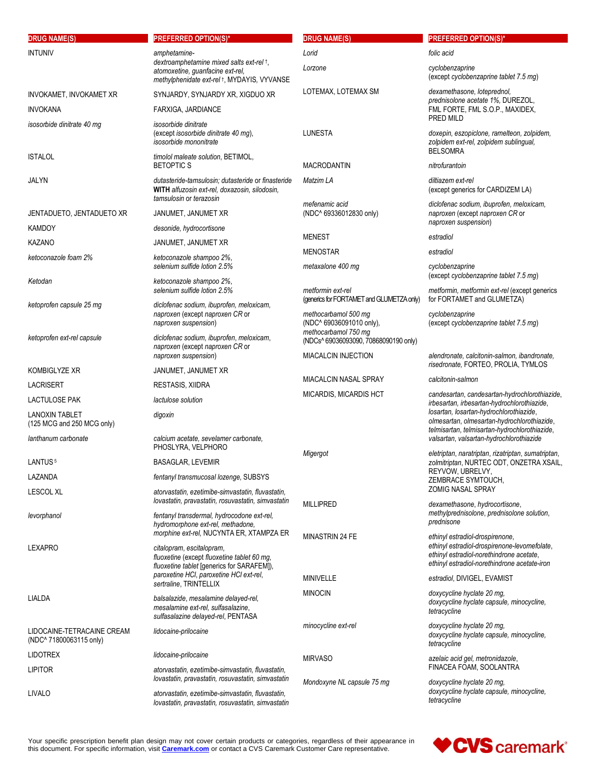| DRUG NAME(S) | PREFERRED OPTION(S)* |
|---|---|
| INTUNIV | *amphetamine-dextroamphetamine mixed salts ext-rel* †, *atomoxetine*, *guanfacine ext-rel*, *methylphenidate ext-rel* †, MYDAYIS, VYVANSE |
| INVOKAMET, INVOKAMET XR | SYNJARDY, SYNJARDY XR, XIGDUO XR |
| INVOKANA | FARXIGA, JARDIANCE |
| *isosorbide dinitrate 40 mg* | *isosorbide dinitrate* (except *isosorbide dinitrate 40 mg*), *isosorbide mononitrate* |
| ISTALOL | *timolol maleate solution*, BETIMOL, BETOPTIC S |
| JALYN | *dutasteride-tamsulosin; dutasteride* or *finasteride* **WITH** *alfuzosin ext-rel*, *doxazosin*, *silodosin*, *tamsulosin* or *terazosin* |
| JENTADUETO, JENTADUETO XR | JANUMET, JANUMET XR |
| KAMDOY | *desonide*, *hydrocortisone* |
| KAZANO | JANUMET, JANUMET XR |
| *ketoconazole foam 2%* | *ketoconazole shampoo 2%*, *selenium sulfide lotion 2.5%* |
| *Ketodan* | *ketoconazole shampoo 2%*, *selenium sulfide lotion 2.5%* |
| *ketoprofen capsule 25 mg* | *diclofenac sodium*, *ibuprofen*, *meloxicam*, *naproxen* (except *naproxen CR* or *naproxen suspension*) |
| *ketoprofen ext-rel capsule* | *diclofenac sodium*, *ibuprofen*, *meloxicam*, *naproxen* (except *naproxen CR* or *naproxen suspension*) |
| KOMBIGLYZE XR | JANUMET, JANUMET XR |
| LACRISERT | RESTASIS, XIIDRA |
| LACTULOSE PAK | *lactulose solution* |
| LANOXIN TABLET (125 MCG and 250 MCG only) | *digoxin* |
| *lanthanum carbonate* | *calcium acetate*, *sevelamer carbonate*, PHOSLYRA, VELPHORO |
| LANTUS [5] | BASAGLAR, LEVEMIR |
| LAZANDA | *fentanyl transmucosal lozenge*, SUBSYS |
| LESCOL XL | *atorvastatin*, *ezetimibe-simvastatin*, *fluvastatin*, *lovastatin*, *pravastatin*, *rosuvastatin*, *simvastatin* |
| *levorphanol* | *fentanyl transdermal*, *hydrocodone ext-rel*, *hydromorphone ext-rel*, *methadone*, *morphine ext-rel*, NUCYNTA ER, XTAMPZA ER |
| LEXAPRO | *citalopram*, *escitalopram*, *fluoxetine* (except *fluoxetine tablet 60 mg*, *fluoxetine tablet* [generics for SARAFEM]), *paroxetine HCl*, *paroxetine HCl ext-rel*, *sertraline*, TRINTELLIX |
| LIALDA | *balsalazide*, *mesalamine delayed-rel*, *mesalamine ext-rel*, *sulfasalazine*, *sulfasalazine delayed-rel*, PENTASA |
| LIDOCAINE-TETRACAINE CREAM (NDC^ 71800063115 only) | *lidocaine-prilocaine* |
| LIDOTREX | *lidocaine-prilocaine* |
| LIPITOR | *atorvastatin*, *ezetimibe-simvastatin*, *fluvastatin*, *lovastatin*, *pravastatin*, *rosuvastatin*, *simvastatin* |
| LIVALO | *atorvastatin*, *ezetimibe-simvastatin*, *fluvastatin*, *lovastatin*, *pravastatin*, *rosuvastatin*, *simvastatin* |
| *Lorid* | *folic acid* |
| *Lorzone* | *cyclobenzaprine* (except *cyclobenzaprine tablet 7.5 mg*) |
| LOTEMAX, LOTEMAX SM | *dexamethasone*, *loteprednol*, *prednisolone acetate 1%*, DUREZOL, FML FORTE, FML S.O.P., MAXIDEX, PRED MILD |
| LUNESTA | *doxepin*, *eszopiclone*, *ramelteon*, *zolpidem*, *zolpidem ext-rel*, *zolpidem sublingual*, BELSOMRA |
| MACRODANTIN | *nitrofurantoin* |
| *Matzim LA* | *diltiazem ext-rel* (except generics for CARDIZEM LA) |
| *mefenamic acid* (NDC^ 69336012830 only) | *diclofenac sodium*, *ibuprofen*, *meloxicam*, *naproxen* (except *naproxen CR* or *naproxen suspension*) |
| MENEST | *estradiol* |
| MENOSTAR | *estradiol* |
| *metaxalone 400 mg* | *cyclobenzaprine* (except *cyclobenzaprine tablet 7.5 mg*) |
| *metformin ext-rel* (generics for FORTAMET and GLUMETZA only) | *metformin*, *metformin ext-rel* (except generics for FORTAMET and GLUMETZA) |
| *methocarbamol 500 mg* (NDC^ 69036091010 only), *methocarbamol 750 mg* (NDCs^ 69036093090, 70868090190 only) | *cyclobenzaprine* (except *cyclobenzaprine tablet 7.5 mg*) |
| MIACALCIN INJECTION | *alendronate*, *calcitonin-salmon*, *ibandronate*, *risedronate*, FORTEO, PROLIA, TYMLOS |
| MIACALCIN NASAL SPRAY | *calcitonin-salmon* |
| MICARDIS, MICARDIS HCT | *candesartan*, *candesartan-hydrochlorothiazide*, *irbesartan*, *irbesartan-hydrochlorothiazide*, *losartan*, *losartan-hydrochlorothiazide*, *olmesartan*, *olmesartan-hydrochlorothiazide*, *telmisartan*, *telmisartan-hydrochlorothiazide*, *valsartan*, *valsartan-hydrochlorothiazide* |
| *Migergot* | *eletriptan*, *naratriptan*, *rizatriptan*, *sumatriptan*, *zolmitriptan*, NURTEC ODT, ONZETRA XSAIL, REYVOW, UBRELVY, ZEMBRACE SYMTOUCH, ZOMIG NASAL SPRAY |
| MILLIPRED | *dexamethasone*, *hydrocortisone*, *methylprednisolone*, *prednisolone solution*, *prednisone* |
| MINASTRIN 24 FE | *ethinyl estradiol-drospirenone*, *ethinyl estradiol-drospirenone-levomefolate*, *ethinyl estradiol-norethindrone acetate*, *ethinyl estradiol-norethindrone acetate-iron* |
| MINIVELLE | *estradiol*, DIVIGEL, EVAMIST |
| MINOCIN | *doxycycline hyclate 20 mg*, *doxycycline hyclate capsule*, *minocycline*, *tetracycline* |
| *minocycline ext-rel* | *doxycycline hyclate 20 mg*, *doxycycline hyclate capsule*, *minocycline*, *tetracycline* |
| MIRVASO | *azelaic acid gel*, *metronidazole*, FINACEA FOAM, SOOLANTRA |
| *Mondoxyne NL capsule 75 mg* | *doxycycline hyclate 20 mg*, *doxycycline hyclate capsule*, *minocycline*, *tetracycline* |

Your specific prescription benefit plan design may not cover certain products or categories, regardless of their appearance in this document. For specific information, visit **Caremark.com** or contact a CVS Caremark Customer Care representative.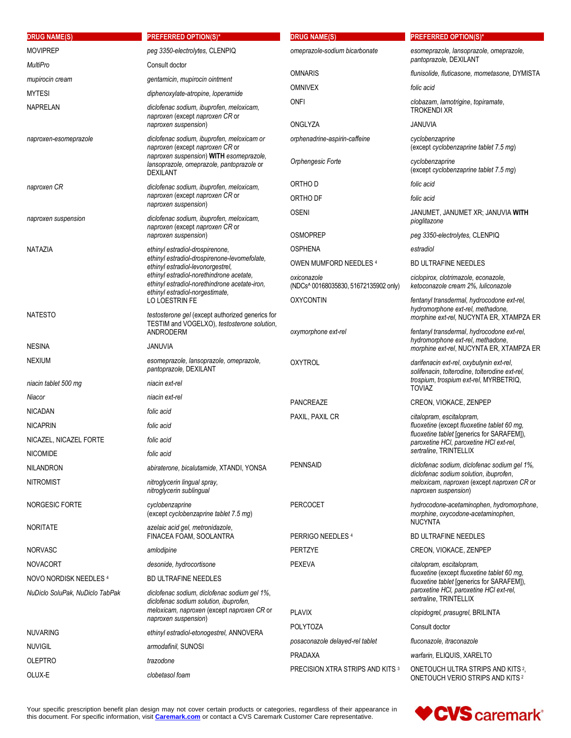| DRUG NAME(S) | PREFERRED OPTION(S)* |
|---|---|
| MOVIPREP | *peg 3350-electrolytes,* CLENPIQ |
| *MultiPro* | Consult doctor |
| *mupirocin cream* | *gentamicin, mupirocin ointment* |
| MYTESI | *diphenoxylate-atropine, loperamide* |
| NAPRELAN | *diclofenac sodium, ibuprofen, meloxicam, naproxen* (except *naproxen CR* or *naproxen suspension*) |
| *naproxen-esomeprazole* | *diclofenac sodium, ibuprofen, meloxicam* or *naproxen* (except *naproxen CR* or *naproxen suspension*) **WITH** *esomeprazole, lansoprazole, omeprazole, pantoprazole* or DEXILANT |
| *naproxen CR* | *diclofenac sodium, ibuprofen, meloxicam, naproxen* (except *naproxen CR* or *naproxen suspension*) |
| *naproxen suspension* | *diclofenac sodium, ibuprofen, meloxicam, naproxen* (except *naproxen CR* or *naproxen suspension*) |
| NATAZIA | *ethinyl estradiol-drospirenone, ethinyl estradiol-drospirenone-levomefolate, ethinyl estradiol-levonorgestrel, ethinyl estradiol-norethindrone acetate, ethinyl estradiol-norethindrone acetate-iron, ethinyl estradiol-norgestimate,* LO LOESTRIN FE |
| NATESTO | *testosterone gel* (except authorized generics for TESTIM and VOGELXO), *testosterone solution,* ANDRODERM |
| NESINA | JANUVIA |
| NEXIUM | *esomeprazole, lansoprazole, omeprazole, pantoprazole,* DEXILANT |
| *niacin tablet 500 mg* | *niacin ext-rel* |
| *Niacor* | *niacin ext-rel* |
| NICADAN | *folic acid* |
| NICAPRIN | *folic acid* |
| NICAZEL, NICAZEL FORTE | *folic acid* |
| NICOMIDE | *folic acid* |
| NILANDRON | *abiraterone, bicalutamide,* XTANDI, YONSA |
| NITROMIST | *nitroglycerin lingual spray, nitroglycerin sublingual* |
| NORGESIC FORTE | *cyclobenzaprine* (except *cyclobenzaprine tablet 7.5 mg*) |
| NORITATE | *azelaic acid gel, metronidazole,* FINACEA FOAM, SOOLANTRA |
| NORVASC | *amlodipine* |
| NOVACORT | *desonide, hydrocortisone* |
| NOVO NORDISK NEEDLES [4] | BD ULTRAFINE NEEDLES |
| *NuDiclo SoluPak, NuDiclo TabPak* | *diclofenac sodium, diclofenac sodium gel 1%, diclofenac sodium solution, ibuprofen, meloxicam, naproxen* (except *naproxen CR* or *naproxen suspension*) |
| NUVARING | *ethinyl estradiol-etonogestrel,* ANNOVERA |
| NUVIGIL | *armodafinil,* SUNOSI |
| OLEPTRO | *trazodone* |
| OLUX-E | *clobetasol foam* |
| *omeprazole-sodium bicarbonate* | *esomeprazole, lansoprazole, omeprazole, pantoprazole,* DEXILANT |
| OMNARIS | *flunisolide, fluticasone, mometasone,* DYMISTA |
| OMNIVEX | *folic acid* |
| ONFI | *clobazam, lamotrigine, topiramate,* TROKENDI XR |
| ONGLYZA | JANUVIA |
| *orphenadrine-aspirin-caffeine* | *cyclobenzaprine* (except *cyclobenzaprine tablet 7.5 mg*) |
| *Orphengesic Forte* | *cyclobenzaprine* (except *cyclobenzaprine tablet 7.5 mg*) |
| ORTHO D | *folic acid* |
| ORTHO DF | *folic acid* |
| OSENI | JANUMET, JANUMET XR; JANUVIA **WITH** *pioglitazone* |
| OSMOPREP | *peg 3350-electrolytes,* CLENPIQ |
| OSPHENA | *estradiol* |
| OWEN MUMFORD NEEDLES [4] | BD ULTRAFINE NEEDLES |
| *oxiconazole* (NDCs^ 00168035830, 51672135902 only) | *ciclopirox, clotrimazole, econazole, ketoconazole cream 2%, luliconazole* |
| OXYCONTIN | *fentanyl transdermal, hydrocodone ext-rel, hydromorphone ext-rel, methadone, morphine ext-rel,* NUCYNTA ER, XTAMPZA ER |
| *oxymorphone ext-rel* | *fentanyl transdermal, hydrocodone ext-rel, hydromorphone ext-rel, methadone, morphine ext-rel,* NUCYNTA ER, XTAMPZA ER |
| OXYTROL | *darifenacin ext-rel, oxybutynin ext-rel, solifenacin, tolterodine, tolterodine ext-rel, trospium, trospium ext-rel,* MYRBETRIQ, TOVIAZ |
| PANCREAZE | CREON, VIOKACE, ZENPEP |
| PAXIL, PAXIL CR | *citalopram, escitalopram, fluoxetine* (except *fluoxetine tablet 60 mg, fluoxetine tablet* [generics for SARAFEM]), *paroxetine HCl, paroxetine HCl ext-rel, sertraline,* TRINTELLIX |
| PENNSAID | *diclofenac sodium, diclofenac sodium gel 1%, diclofenac sodium solution, ibuprofen, meloxicam, naproxen* (except *naproxen CR* or *naproxen suspension*) |
| PERCOCET | *hydrocodone-acetaminophen, hydromorphone, morphine, oxycodone-acetaminophen,* NUCYNTA |
| PERRIGO NEEDLES [4] | BD ULTRAFINE NEEDLES |
| PERTZYE | CREON, VIOKACE, ZENPEP |
| PEXEVA | *citalopram, escitalopram, fluoxetine* (except *fluoxetine tablet 60 mg, fluoxetine tablet* [generics for SARAFEM]), *paroxetine HCl, paroxetine HCl ext-rel, sertraline,* TRINTELLIX |
| PLAVIX | *clopidogrel, prasugrel,* BRILINTA |
| POLYTOZA | Consult doctor |
| *posaconazole delayed-rel tablet* | *fluconazole, itraconazole* |
| PRADAXA | *warfarin,* ELIQUIS, XARELTO |
| PRECISION XTRA STRIPS AND KITS [3] | ONETOUCH ULTRA STRIPS AND KITS [2], ONETOUCH VERIO STRIPS AND KITS [2] |

Your specific prescription benefit plan design may not cover certain products or categories, regardless of their appearance in this document. For specific information, visit **Caremark.com** or contact a CVS Caremark Customer Care representative.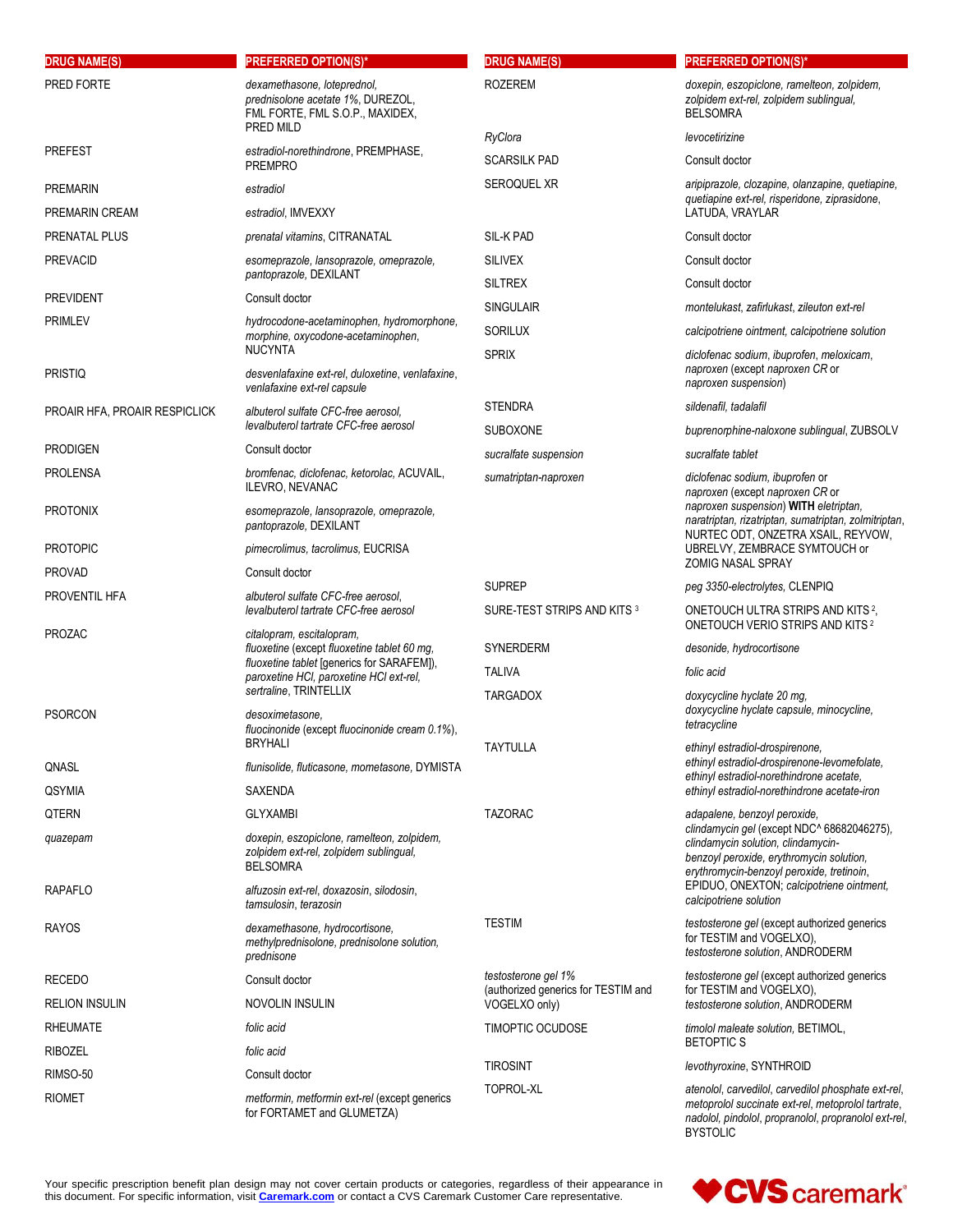| DRUG NAME(S) | PREFERRED OPTION(S)* |
|---|---|
| PRED FORTE | *dexamethasone, loteprednol, prednisolone acetate 1%*, DUREZOL, FML FORTE, FML S.O.P., MAXIDEX, PRED MILD |
| PREFEST | *estradiol-norethindrone*, PREMPHASE, PREMPRO |
| PREMARIN | *estradiol* |
| PREMARIN CREAM | *estradiol*, IMVEXXY |
| PRENATAL PLUS | *prenatal vitamins*, CITRANATAL |
| PREVACID | *esomeprazole, lansoprazole, omeprazole, pantoprazole*, DEXILANT |
| PREVIDENT | Consult doctor |
| PRIMLEV | *hydrocodone-acetaminophen, hydromorphone, morphine, oxycodone-acetaminophen*, NUCYNTA |
| PRISTIQ | *desvenlafaxine ext-rel, duloxetine, venlafaxine, venlafaxine ext-rel capsule* |
| PROAIR HFA, PROAIR RESPICLICK | *albuterol sulfate CFC-free aerosol, levalbuterol tartrate CFC-free aerosol* |
| PRODIGEN | Consult doctor |
| PROLENSA | *bromfenac, diclofenac, ketorolac*, ACUVAIL, ILEVRO, NEVANAC |
| PROTONIX | *esomeprazole, lansoprazole, omeprazole, pantoprazole*, DEXILANT |
| PROTOPIC | *pimecrolimus, tacrolimus*, EUCRISA |
| PROVAD | Consult doctor |
| PROVENTIL HFA | *albuterol sulfate CFC-free aerosol, levalbuterol tartrate CFC-free aerosol* |
| PROZAC | *citalopram, escitalopram, fluoxetine* (except *fluoxetine tablet 60 mg, fluoxetine tablet* [generics for SARAFEM]), *paroxetine HCl, paroxetine HCl ext-rel, sertraline*, TRINTELLIX |
| PSORCON | *desoximetasone, fluocinonide* (except *fluocinonide cream 0.1%*), BRYHALI |
| QNASL | *flunisolide, fluticasone, mometasone*, DYMISTA |
| QSYMIA | SAXENDA |
| QTERN | GLYXAMBI |
| *quazepam* | *doxepin, eszopiclone, ramelteon, zolpidem, zolpidem ext-rel, zolpidem sublingual*, BELSOMRA |
| RAPAFLO | *alfuzosin ext-rel, doxazosin, silodosin, tamsulosin, terazosin* |
| RAYOS | *dexamethasone, hydrocortisone, methylprednisolone, prednisolone solution, prednisone* |
| RECEDO | Consult doctor |
| RELION INSULIN | NOVOLIN INSULIN |
| RHEUMATE | *folic acid* |
| RIBOZEL | *folic acid* |
| RIMSO-50 | Consult doctor |
| RIOMET | *metformin, metformin ext-rel* (except generics for FORTAMET and GLUMETZA) |
| ROZEREM | *doxepin, eszopiclone, ramelteon, zolpidem, zolpidem ext-rel, zolpidem sublingual*, BELSOMRA |
| *RyClora* | *levocetirizine* |
| SCARSILK PAD | Consult doctor |
| SEROQUEL XR | *aripiprazole, clozapine, olanzapine, quetiapine, quetiapine ext-rel, risperidone, ziprasidone*, LATUDA, VRAYLAR |
| SIL-K PAD | Consult doctor |
| SILIVEX | Consult doctor |
| SILTREX | Consult doctor |
| SINGULAIR | *montelukast, zafirlukast, zileuton ext-rel* |
| SORILUX | *calcipotriene ointment, calcipotriene solution* |
| SPRIX | *diclofenac sodium, ibuprofen, meloxicam, naproxen* (except *naproxen CR* or *naproxen suspension*) |
| STENDRA | *sildenafil, tadalafil* |
| SUBOXONE | *buprenorphine-naloxone sublingual*, ZUBSOLV |
| *sucralfate suspension* | *sucralfate tablet* |
| *sumatriptan-naproxen* | *diclofenac sodium, ibuprofen* or *naproxen* (except *naproxen CR* or *naproxen suspension*) **WITH** *eletriptan, naratriptan, rizatriptan, sumatriptan, zolmitriptan*, NURTEC ODT, ONZETRA XSAIL, REYVOW, UBRELVY, ZEMBRACE SYMTOUCH or ZOMIG NASAL SPRAY |
| SUPREP | *peg 3350-electrolytes*, CLENPIQ |
| SURE-TEST STRIPS AND KITS [3] | ONETOUCH ULTRA STRIPS AND KITS [2], ONETOUCH VERIO STRIPS AND KITS [2] |
| SYNERDERM | *desonide, hydrocortisone* |
| TALIVA | *folic acid* |
| TARGADOX | *doxycycline hyclate 20 mg, doxycycline hyclate capsule, minocycline, tetracycline* |
| TAYTULLA | *ethinyl estradiol-drospirenone, ethinyl estradiol-drospirenone-levomefolate, ethinyl estradiol-norethindrone acetate, ethinyl estradiol-norethindrone acetate-iron* |
| TAZORAC | *adapalene, benzoyl peroxide, clindamycin gel* (except NDC^ 68682046275), *clindamycin solution, clindamycin-benzoyl peroxide, erythromycin solution, erythromycin-benzoyl peroxide, tretinoin*, EPIDUO, ONEXTON; *calcipotriene ointment, calcipotriene solution* |
| TESTIM | *testosterone gel* (except authorized generics for TESTIM and VOGELXO), *testosterone solution*, ANDRODERM |
| *testosterone gel 1%* (authorized generics for TESTIM and VOGELXO only) | *testosterone gel* (except authorized generics for TESTIM and VOGELXO), *testosterone solution*, ANDRODERM |
| TIMOPTIC OCUDOSE | *timolol maleate solution*, BETIMOL, BETOPTIC S |
| TIROSINT | *levothyroxine*, SYNTHROID |
| TOPROL-XL | *atenolol, carvedilol, carvedilol phosphate ext-rel, metoprolol succinate ext-rel, metoprolol tartrate, nadolol, pindolol, propranolol, propranolol ext-rel*, BYSTOLIC |

Your specific prescription benefit plan design may not cover certain products or categories, regardless of their appearance in this document. For specific information, visit **Caremark.com** or contact a CVS Caremark Customer Care representative.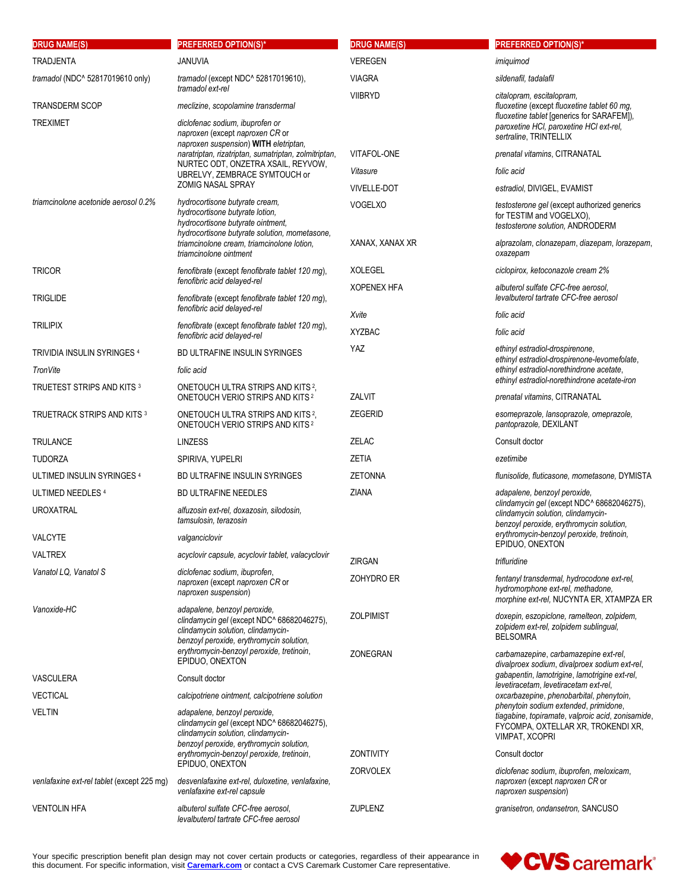| DRUG NAME(S) | PREFERRED OPTION(S)* |
|---|---|
| TRADJENTA | JANUVIA |
| *tramadol* (NDC^ 52817019610 only) | *tramadol* (except NDC^ 52817019610), *tramadol ext-rel* |
| TRANSDERM SCOP | *meclizine*, *scopolamine transdermal* |
| TREXIMET | *diclofenac sodium*, *ibuprofen* or *naproxen* (except *naproxen CR* or *naproxen suspension*) **WITH** *eletriptan*, *naratriptan*, *rizatriptan*, *sumatriptan*, *zolmitriptan*, NURTEC ODT, ONZETRA XSAIL, REYVOW, UBRELVY, ZEMBRACE SYMTOUCH or ZOMIG NASAL SPRAY |
| *triamcinolone acetonide aerosol 0.2%* | *hydrocortisone butyrate cream*, *hydrocortisone butyrate lotion*, *hydrocortisone butyrate ointment*, *hydrocortisone butyrate solution*, *mometasone*, *triamcinolone cream*, *triamcinolone lotion*, *triamcinolone ointment* |
| TRICOR | *fenofibrate* (except *fenofibrate tablet 120 mg*), *fenofibric acid delayed-rel* |
| TRIGLIDE | *fenofibrate* (except *fenofibrate tablet 120 mg*), *fenofibric acid delayed-rel* |
| TRILIPIX | *fenofibrate* (except *fenofibrate tablet 120 mg*), *fenofibric acid delayed-rel* |
| TRIVIDIA INSULIN SYRINGES [4] | BD ULTRAFINE INSULIN SYRINGES |
| *TronVite* | *folic acid* |
| TRUETEST STRIPS AND KITS [3] | ONETOUCH ULTRA STRIPS AND KITS [2], ONETOUCH VERIO STRIPS AND KITS [2] |
| TRUETRACK STRIPS AND KITS [3] | ONETOUCH ULTRA STRIPS AND KITS [2], ONETOUCH VERIO STRIPS AND KITS [2] |
| TRULANCE | LINZESS |
| TUDORZA | SPIRIVA, YUPELRI |
| ULTIMED INSULIN SYRINGES [4] | BD ULTRAFINE INSULIN SYRINGES |
| ULTIMED NEEDLES [4] | BD ULTRAFINE NEEDLES |
| UROXATRAL | *alfuzosin ext-rel*, *doxazosin*, *silodosin*, *tamsulosin*, *terazosin* |
| VALCYTE | *valganciclovir* |
| VALTREX | *acyclovir capsule*, *acyclovir tablet*, *valacyclovir* |
| *Vanatol LQ*, *Vanatol S* | *diclofenac sodium*, *ibuprofen*, *naproxen* (except *naproxen CR* or *naproxen suspension*) |
| *Vanoxide-HC* | *adapalene*, *benzoyl peroxide*, *clindamycin gel* (except NDC^ 68682046275), *clindamycin solution*, *clindamycin-benzoyl peroxide*, *erythromycin solution*, *erythromycin-benzoyl peroxide*, *tretinoin*, EPIDUO, ONEXTON |
| VASCULERA | Consult doctor |
| VECTICAL | *calcipotriene ointment*, *calcipotriene solution* |
| VELTIN | *adapalene*, *benzoyl peroxide*, *clindamycin gel* (except NDC^ 68682046275), *clindamycin solution*, *clindamycin-benzoyl peroxide*, *erythromycin solution*, *erythromycin-benzoyl peroxide*, *tretinoin*, EPIDUO, ONEXTON |
| *venlafaxine ext-rel tablet* (except 225 mg) | *desvenlafaxine ext-rel*, *duloxetine*, *venlafaxine*, *venlafaxine ext-rel capsule* |
| VENTOLIN HFA | *albuterol sulfate CFC-free aerosol*, *levalbuterol tartrate CFC-free aerosol* |
| VEREGEN | *imiquimod* |
| VIAGRA | *sildenafil*, *tadalafil* |
| VIIBRYD | *citalopram*, *escitalopram*, *fluoxetine* (except *fluoxetine tablet 60 mg*, *fluoxetine tablet* [generics for SARAFEM]), *paroxetine HCl*, *paroxetine HCl ext-rel*, *sertraline*, TRINTELLIX |
| VITAFOL-ONE | *prenatal vitamins*, CITRANATAL |
| *Vitasure* | *folic acid* |
| VIVELLE-DOT | *estradiol*, DIVIGEL, EVAMIST |
| VOGELXO | *testosterone gel* (except authorized generics for TESTIM and VOGELXO), *testosterone solution*, ANDRODERM |
| XANAX, XANAX XR | *alprazolam*, *clonazepam*, *diazepam*, *lorazepam*, *oxazepam* |
| XOLEGEL | *ciclopirox*, *ketoconazole cream 2%* |
| XOPENEX HFA | *albuterol sulfate CFC-free aerosol*, *levalbuterol tartrate CFC-free aerosol* |
| *Xvite* | *folic acid* |
| XYZBAC | *folic acid* |
| YAZ | *ethinyl estradiol-drospirenone*, *ethinyl estradiol-drospirenone-levomefolate*, *ethinyl estradiol-norethindrone acetate*, *ethinyl estradiol-norethindrone acetate-iron* |
| ZALVIT | *prenatal vitamins*, CITRANATAL |
| ZEGERID | *esomeprazole*, *lansoprazole*, *omeprazole*, *pantoprazole*, DEXILANT |
| ZELAC | Consult doctor |
| ZETIA | *ezetimibe* |
| ZETONNA | *flunisolide*, *fluticasone*, *mometasone*, DYMISTA |
| ZIANA | *adapalene*, *benzoyl peroxide*, *clindamycin gel* (except NDC^ 68682046275), *clindamycin solution*, *clindamycin-benzoyl peroxide*, *erythromycin solution*, *erythromycin-benzoyl peroxide*, *tretinoin*, EPIDUO, ONEXTON |
| ZIRGAN | *trifluridine* |
| ZOHYDRO ER | *fentanyl transdermal*, *hydrocodone ext-rel*, *hydromorphone ext-rel*, *methadone*, *morphine ext-rel*, NUCYNTA ER, XTAMPZA ER |
| ZOLPIMIST | *doxepin*, *eszopiclone*, *ramelteon*, *zolpidem*, *zolpidem ext-rel*, *zolpidem sublingual*, BELSOMRA |
| ZONEGRAN | *carbamazepine*, *carbamazepine ext-rel*, *divalproex sodium*, *divalproex sodium ext-rel*, *gabapentin*, *lamotrigine*, *lamotrigine ext-rel*, *levetiracetam*, *levetiracetam ext-rel*, *oxcarbazepine*, *phenobarbital*, *phenytoin*, *phenytoin sodium extended*, *primidone*, *tiagabine*, *topiramate*, *valproic acid*, *zonisamide*, FYCOMPA, OXTELLAR XR, TROKENDI XR, VIMPAT, XCOPRI |
| ZONTIVITY | Consult doctor |
| ZORVOLEX | *diclofenac sodium*, *ibuprofen*, *meloxicam*, *naproxen* (except *naproxen CR* or *naproxen suspension*) |
| ZUPLENZ | *granisetron*, *ondansetron*, SANCUSO |

Your specific prescription benefit plan design may not cover certain products or categories, regardless of their appearance in this document. For specific information, visit **Caremark.com** or contact a CVS Caremark Customer Care representative.

CVS caremark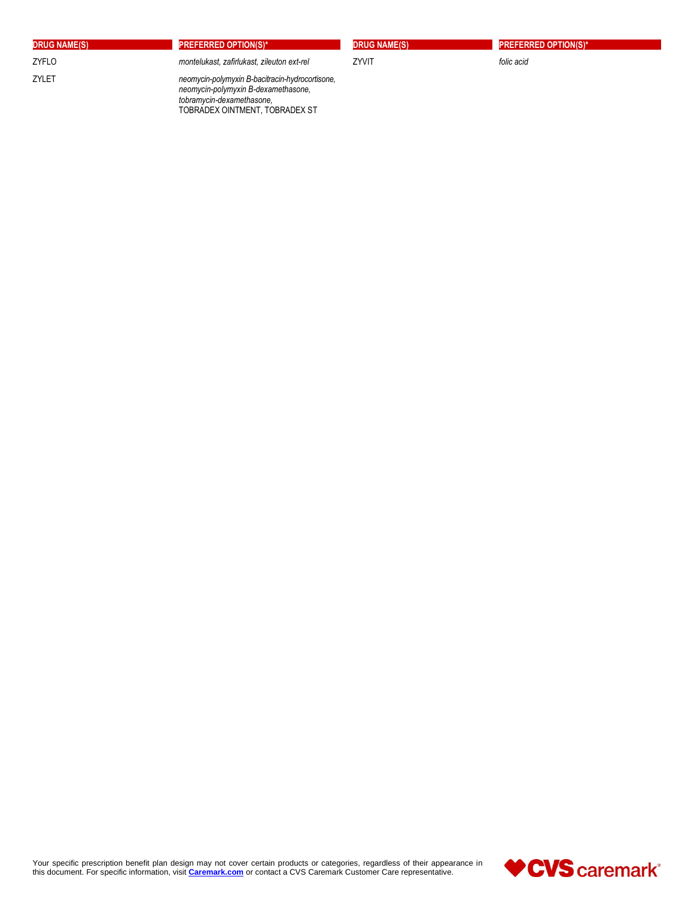| DRUG NAME(S) | PREFERRED OPTION(S)* |
| --- | --- |
| ZYFLO | *montelukast, zafirlukast, zileuton ext-rel* |
| ZYLET | *neomycin-polymyxin B-bacitracin-hydrocortisone, neomycin-polymyxin B-dexamethasone, tobramycin-dexamethasone,* TOBRADEX OINTMENT, TOBRADEX ST |
| ZYVIT | *folic acid* |

Your specific prescription benefit plan design may not cover certain products or categories, regardless of their appearance in this document. For specific information, visit **Caremark.com** or contact a CVS Caremark Customer Care representative.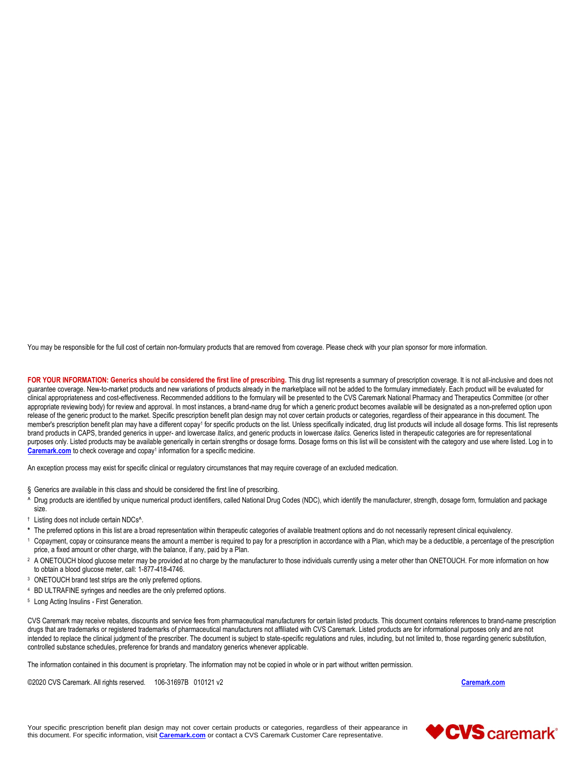You may be responsible for the full cost of certain non-formulary products that are removed from coverage. Please check with your plan sponsor for more information.

**FOR YOUR INFORMATION: Generics should be considered the first line of prescribing.** This drug list represents a summary of prescription coverage. It is not all-inclusive and does not guarantee coverage. New-to-market products and new variations of products already in the marketplace will not be added to the formulary immediately. Each product will be evaluated for clinical appropriateness and cost-effectiveness. Recommended additions to the formulary will be presented to the CVS Caremark National Pharmacy and Therapeutics Committee (or other appropriate reviewing body) for review and approval. In most instances, a brand-name drug for which a generic product becomes available will be designated as a non-preferred option upon release of the generic product to the market. Specific prescription benefit plan design may not cover certain products or categories, regardless of their appearance in this document. The member's prescription benefit plan may have a different copay[1] for specific products on the list. Unless specifically indicated, drug list products will include all dosage forms. This list represents brand products in CAPS, branded generics in upper- and lowercase *Italics*, and generic products in lowercase *italics*. Generics listed in therapeutic categories are for representational purposes only. Listed products may be available generically in certain strengths or dosage forms. Dosage forms on this list will be consistent with the category and use where listed. Log in to **Caremark.com** to check coverage and copay[1] information for a specific medicine.

An exception process may exist for specific clinical or regulatory circumstances that may require coverage of an excluded medication.

§ Generics are available in this class and should be considered the first line of prescribing.

^ Drug products are identified by unique numerical product identifiers, called National Drug Codes (NDC), which identify the manufacturer, strength, dosage form, formulation and package size.

† Listing does not include certain NDCs^.

* The preferred options in this list are a broad representation within therapeutic categories of available treatment options and do not necessarily represent clinical equivalency.

[1] Copayment, copay or coinsurance means the amount a member is required to pay for a prescription in accordance with a Plan, which may be a deductible, a percentage of the prescription price, a fixed amount or other charge, with the balance, if any, paid by a Plan.

[2] A ONETOUCH blood glucose meter may be provided at no charge by the manufacturer to those individuals currently using a meter other than ONETOUCH. For more information on how to obtain a blood glucose meter, call: 1-877-418-4746.

[3] ONETOUCH brand test strips are the only preferred options.

[4] BD ULTRAFINE syringes and needles are the only preferred options.

[5] Long Acting Insulins - First Generation.

CVS Caremark may receive rebates, discounts and service fees from pharmaceutical manufacturers for certain listed products. This document contains references to brand-name prescription drugs that are trademarks or registered trademarks of pharmaceutical manufacturers not affiliated with CVS Caremark. Listed products are for informational purposes only and are not intended to replace the clinical judgment of the prescriber. The document is subject to state-specific regulations and rules, including, but not limited to, those regarding generic substitution, controlled substance schedules, preference for brands and mandatory generics whenever applicable.

The information contained in this document is proprietary. The information may not be copied in whole or in part without written permission.

©2020 CVS Caremark. All rights reserved. 106-31697B 010121 v2 **Caremark.com**

Your specific prescription benefit plan design may not cover certain products or categories, regardless of their appearance in this document. For specific information, visit **Caremark.com** or contact a CVS Caremark Customer Care representative.

CVS caremark®